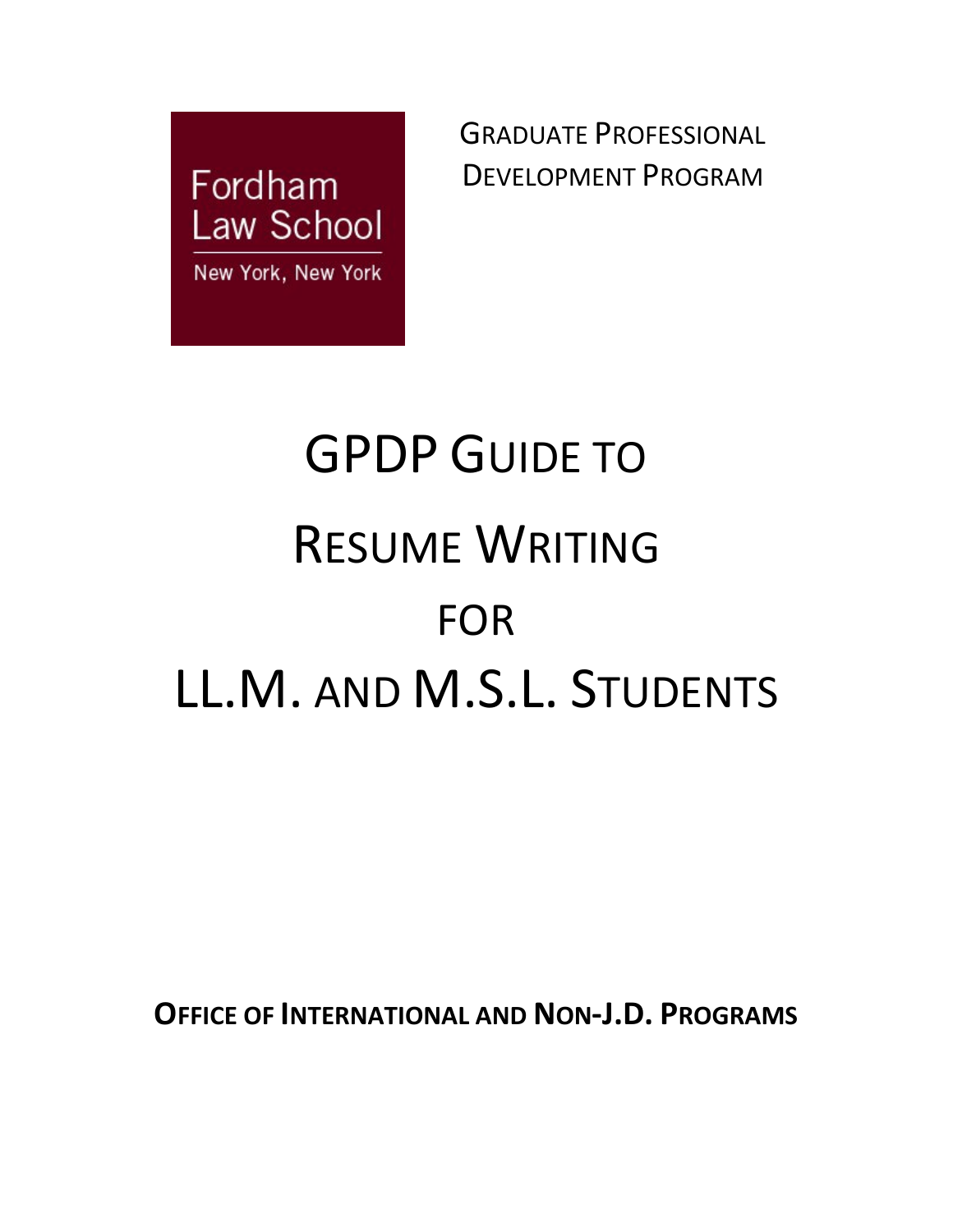Fordham Law School

New York, New York

GRADUATE PROFESSIONAL DEVELOPMENT PROGRAM

# GPDP GUIDE TO RESUME WRITING FOR LL.M. AND M.S.L. STUDENTS

**OFFICE OF INTERNATIONAL AND NON-J.D. PROGRAMS**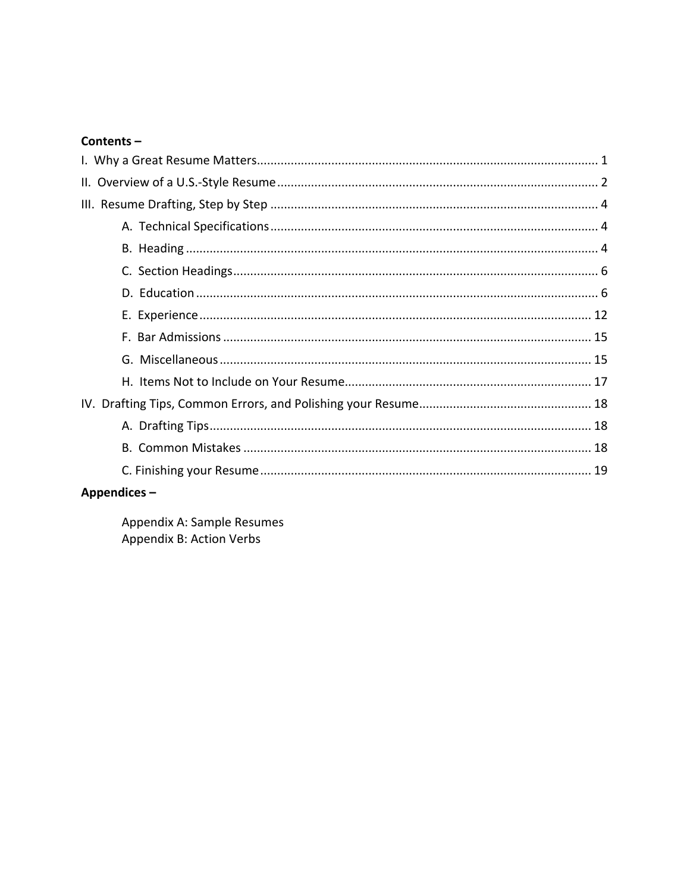**Contents –**

I. Why a Great Resume Matters .... 1

II. Overview of a U.S.-Style Resume .... 2

III. Resume Drafting, Step by Step .... 4

- A. Technical Specifications .... 4
- B. Heading .... 4
- C. Section Headings .... 6
- D. Education .... 6
- E. Experience .... 12
- F. Bar Admissions .... 15
- G. Miscellaneous .... 15
- H. Items Not to Include on Your Resume .... 17

IV. Drafting Tips, Common Errors, and Polishing your Resume .... 18

- A. Drafting Tips .... 18
- B. Common Mistakes .... 18
- C. Finishing your Resume .... 19

**Appendices –**

- Appendix A: Sample Resumes
- Appendix B: Action Verbs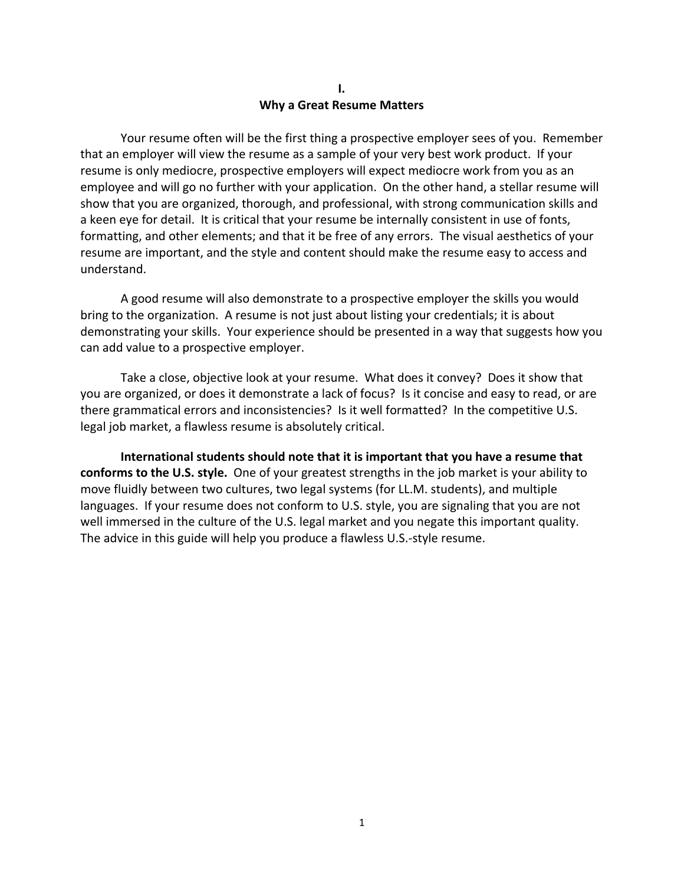# I.
# Why a Great Resume Matters

Your resume often will be the first thing a prospective employer sees of you. Remember that an employer will view the resume as a sample of your very best work product. If your resume is only mediocre, prospective employers will expect mediocre work from you as an employee and will go no further with your application. On the other hand, a stellar resume will show that you are organized, thorough, and professional, with strong communication skills and a keen eye for detail. It is critical that your resume be internally consistent in use of fonts, formatting, and other elements; and that it be free of any errors. The visual aesthetics of your resume are important, and the style and content should make the resume easy to access and understand.

A good resume will also demonstrate to a prospective employer the skills you would bring to the organization. A resume is not just about listing your credentials; it is about demonstrating your skills. Your experience should be presented in a way that suggests how you can add value to a prospective employer.

Take a close, objective look at your resume. What does it convey? Does it show that you are organized, or does it demonstrate a lack of focus? Is it concise and easy to read, or are there grammatical errors and inconsistencies? Is it well formatted? In the competitive U.S. legal job market, a flawless resume is absolutely critical.

**International students should note that it is important that you have a resume that conforms to the U.S. style.** One of your greatest strengths in the job market is your ability to move fluidly between two cultures, two legal systems (for LL.M. students), and multiple languages. If your resume does not conform to U.S. style, you are signaling that you are not well immersed in the culture of the U.S. legal market and you negate this important quality. The advice in this guide will help you produce a flawless U.S.-style resume.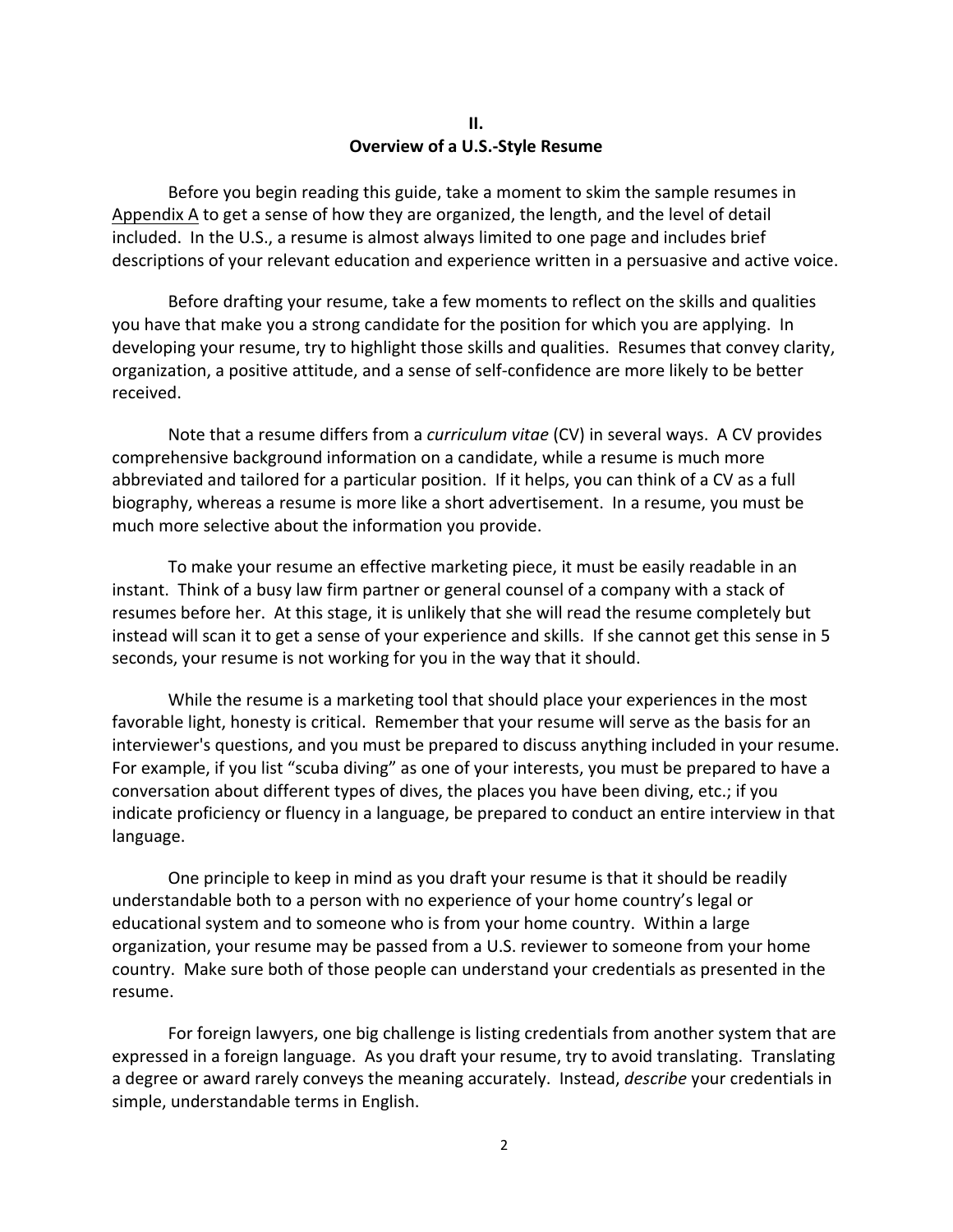## II.
## Overview of a U.S.-Style Resume

Before you begin reading this guide, take a moment to skim the sample resumes in Appendix A to get a sense of how they are organized, the length, and the level of detail included. In the U.S., a resume is almost always limited to one page and includes brief descriptions of your relevant education and experience written in a persuasive and active voice.

Before drafting your resume, take a few moments to reflect on the skills and qualities you have that make you a strong candidate for the position for which you are applying. In developing your resume, try to highlight those skills and qualities. Resumes that convey clarity, organization, a positive attitude, and a sense of self-confidence are more likely to be better received.

Note that a resume differs from a *curriculum vitae* (CV) in several ways. A CV provides comprehensive background information on a candidate, while a resume is much more abbreviated and tailored for a particular position. If it helps, you can think of a CV as a full biography, whereas a resume is more like a short advertisement. In a resume, you must be much more selective about the information you provide.

To make your resume an effective marketing piece, it must be easily readable in an instant. Think of a busy law firm partner or general counsel of a company with a stack of resumes before her. At this stage, it is unlikely that she will read the resume completely but instead will scan it to get a sense of your experience and skills. If she cannot get this sense in 5 seconds, your resume is not working for you in the way that it should.

While the resume is a marketing tool that should place your experiences in the most favorable light, honesty is critical. Remember that your resume will serve as the basis for an interviewer's questions, and you must be prepared to discuss anything included in your resume. For example, if you list "scuba diving" as one of your interests, you must be prepared to have a conversation about different types of dives, the places you have been diving, etc.; if you indicate proficiency or fluency in a language, be prepared to conduct an entire interview in that language.

One principle to keep in mind as you draft your resume is that it should be readily understandable both to a person with no experience of your home country's legal or educational system and to someone who is from your home country. Within a large organization, your resume may be passed from a U.S. reviewer to someone from your home country. Make sure both of those people can understand your credentials as presented in the resume.

For foreign lawyers, one big challenge is listing credentials from another system that are expressed in a foreign language. As you draft your resume, try to avoid translating. Translating a degree or award rarely conveys the meaning accurately. Instead, *describe* your credentials in simple, understandable terms in English.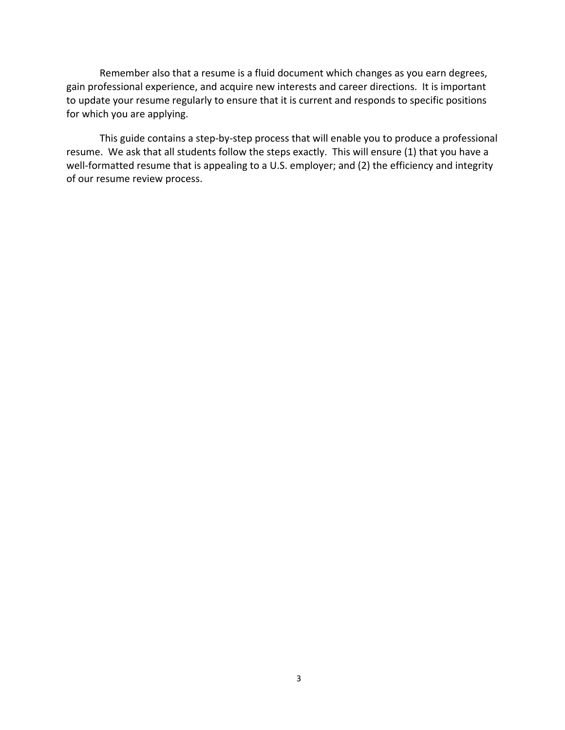Remember also that a resume is a fluid document which changes as you earn degrees, gain professional experience, and acquire new interests and career directions. It is important to update your resume regularly to ensure that it is current and responds to specific positions for which you are applying.

This guide contains a step-by-step process that will enable you to produce a professional resume. We ask that all students follow the steps exactly. This will ensure (1) that you have a well-formatted resume that is appealing to a U.S. employer; and (2) the efficiency and integrity of our resume review process.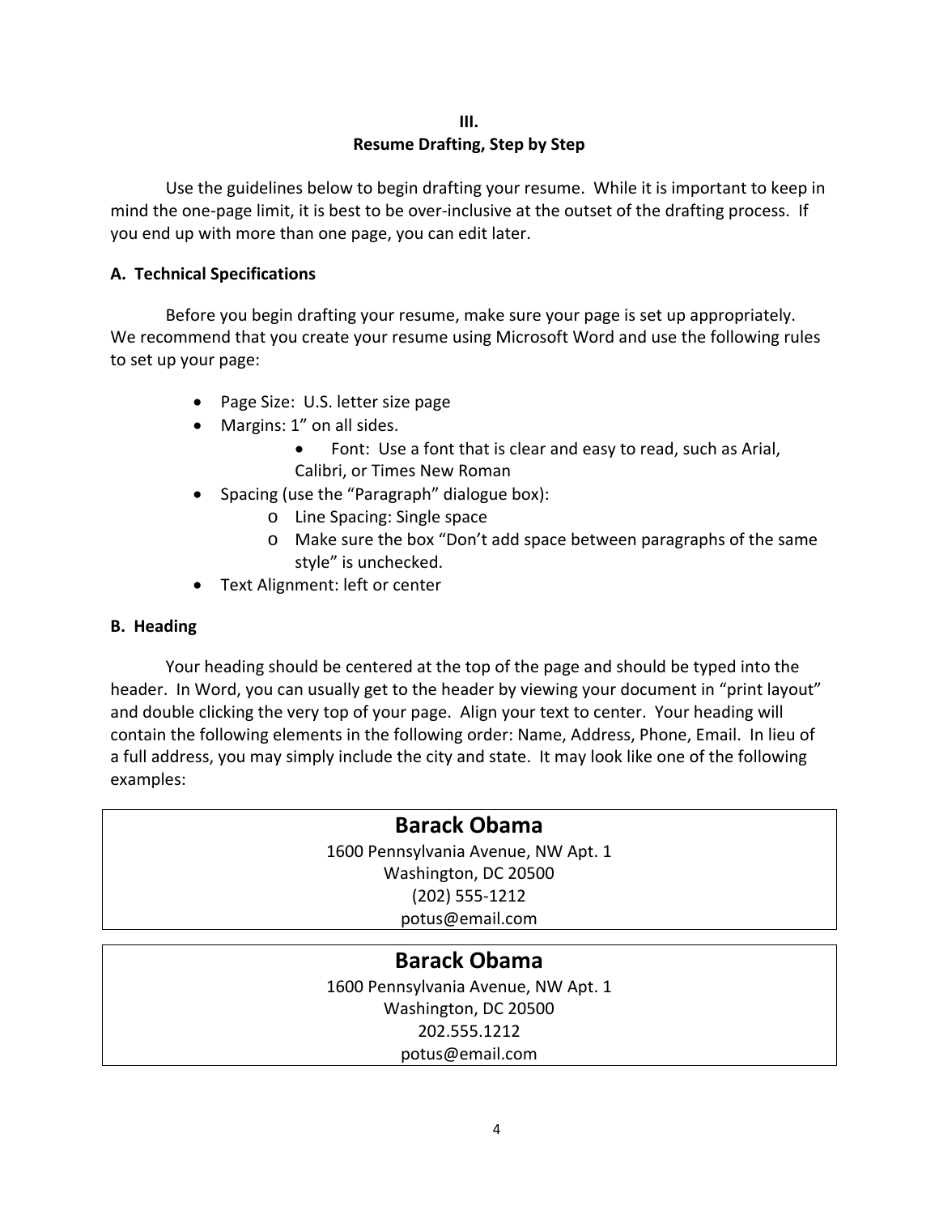## III.
## Resume Drafting, Step by Step

Use the guidelines below to begin drafting your resume. While it is important to keep in mind the one-page limit, it is best to be over-inclusive at the outset of the drafting process. If you end up with more than one page, you can edit later.

### A. Technical Specifications

Before you begin drafting your resume, make sure your page is set up appropriately. We recommend that you create your resume using Microsoft Word and use the following rules to set up your page:

- Page Size: U.S. letter size page
- Margins: 1" on all sides.
  - Font: Use a font that is clear and easy to read, such as Arial, Calibri, or Times New Roman
- Spacing (use the "Paragraph" dialogue box):
  - Line Spacing: Single space
  - Make sure the box "Don't add space between paragraphs of the same style" is unchecked.
- Text Alignment: left or center

### B. Heading

Your heading should be centered at the top of the page and should be typed into the header. In Word, you can usually get to the header by viewing your document in "print layout" and double clicking the very top of your page. Align your text to center. Your heading will contain the following elements in the following order: Name, Address, Phone, Email. In lieu of a full address, you may simply include the city and state. It may look like one of the following examples:

> **Barack Obama**
> 1600 Pennsylvania Avenue, NW Apt. 1
> Washington, DC 20500
> (202) 555-1212
> potus@email.com

> **Barack Obama**
> 1600 Pennsylvania Avenue, NW Apt. 1
> Washington, DC 20500
> 202.555.1212
> potus@email.com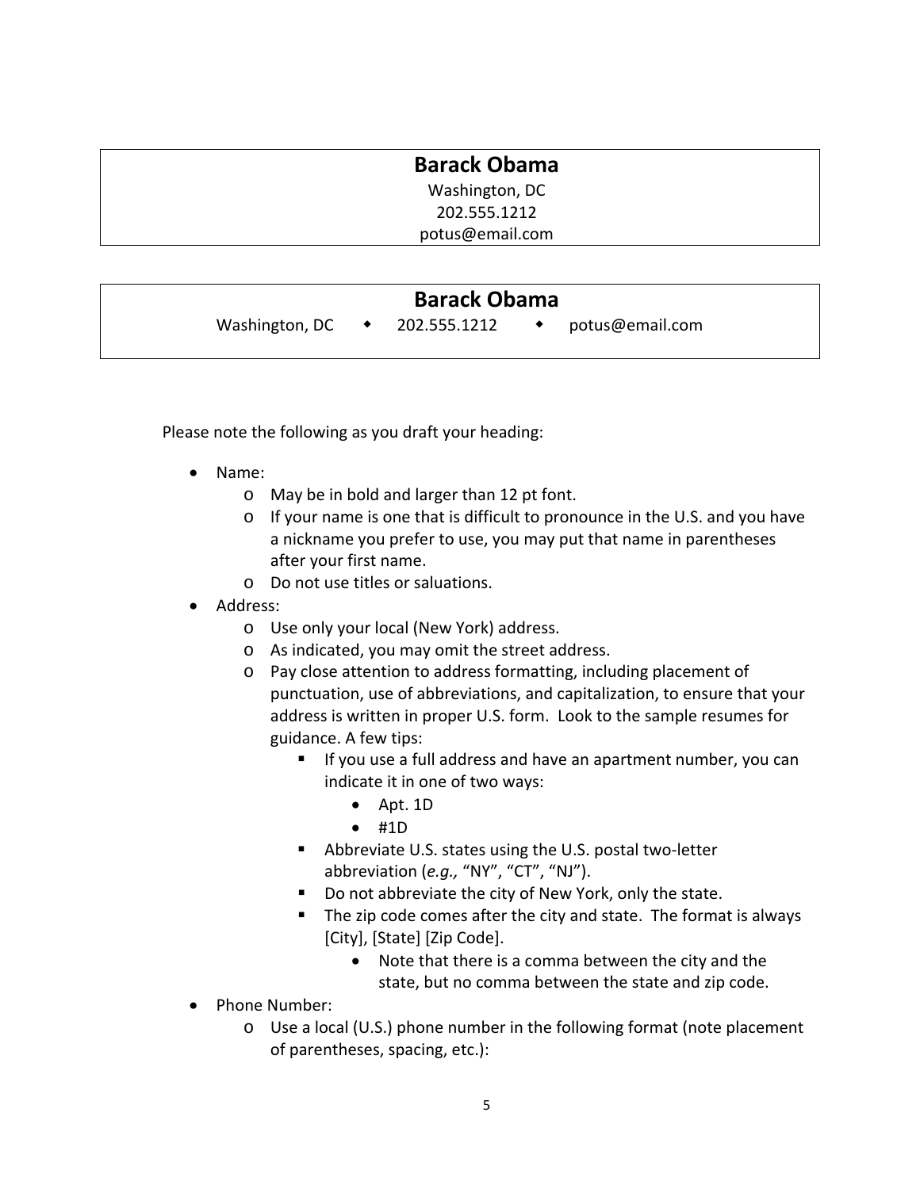**Barack Obama**
Washington, DC
202.555.1212
potus@email.com

---

**Barack Obama**
Washington, DC ◆ 202.555.1212 ◆ potus@email.com

---

Please note the following as you draft your heading:

- Name:
  - May be in bold and larger than 12 pt font.
  - If your name is one that is difficult to pronounce in the U.S. and you have a nickname you prefer to use, you may put that name in parentheses after your first name.
  - Do not use titles or saluations.
- Address:
  - Use only your local (New York) address.
  - As indicated, you may omit the street address.
  - Pay close attention to address formatting, including placement of punctuation, use of abbreviations, and capitalization, to ensure that your address is written in proper U.S. form. Look to the sample resumes for guidance. A few tips:
    - If you use a full address and have an apartment number, you can indicate it in one of two ways:
      - Apt. 1D
      - #1D
    - Abbreviate U.S. states using the U.S. postal two-letter abbreviation (*e.g.,* "NY", "CT", "NJ").
    - Do not abbreviate the city of New York, only the state.
    - The zip code comes after the city and state. The format is always [City], [State] [Zip Code].
      - Note that there is a comma between the city and the state, but no comma between the state and zip code.
- Phone Number:
  - Use a local (U.S.) phone number in the following format (note placement of parentheses, spacing, etc.):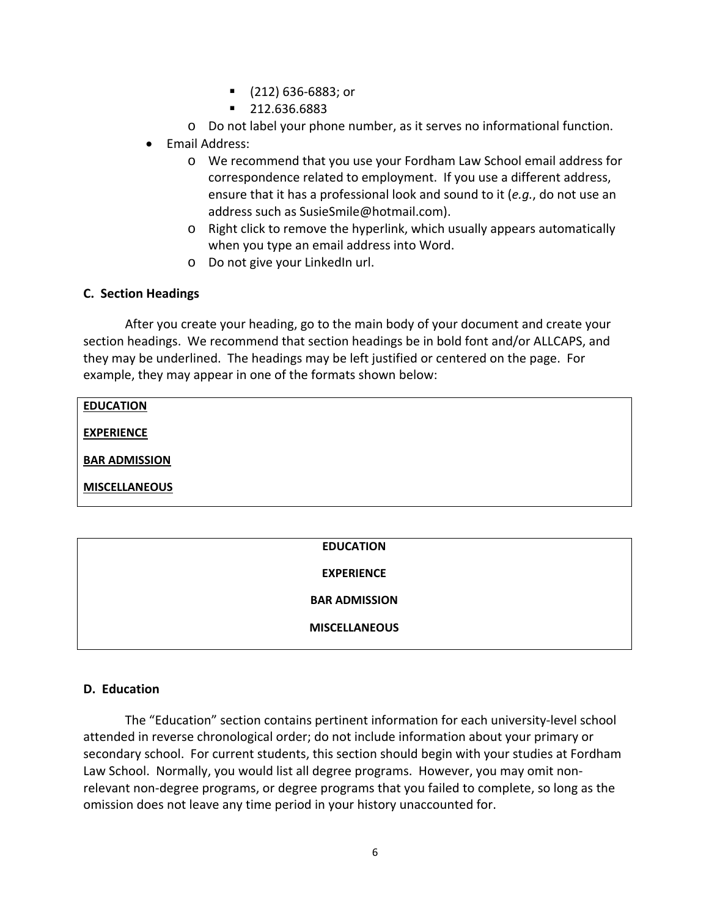- (212) 636-6883; or
        - 212.636.6883
    - Do not label your phone number, as it serves no informational function.
- Email Address:
    - We recommend that you use your Fordham Law School email address for correspondence related to employment. If you use a different address, ensure that it has a professional look and sound to it (*e.g.*, do not use an address such as SusieSmile@hotmail.com).
    - Right click to remove the hyperlink, which usually appears automatically when you type an email address into Word.
    - Do not give your LinkedIn url.

### C. Section Headings

After you create your heading, go to the main body of your document and create your section headings. We recommend that section headings be in bold font and/or ALLCAPS, and they may be underlined. The headings may be left justified or centered on the page. For example, they may appear in one of the formats shown below:

<u>**EDUCATION**</u>

<u>**EXPERIENCE**</u>

<u>**BAR ADMISSION**</u>

<u>**MISCELLANEOUS**</u>

<p align="center"><b>EDUCATION</b></p>

<p align="center"><b>EXPERIENCE</b></p>

<p align="center"><b>BAR ADMISSION</b></p>

<p align="center"><b>MISCELLANEOUS</b></p>

### D. Education

The "Education" section contains pertinent information for each university-level school attended in reverse chronological order; do not include information about your primary or secondary school. For current students, this section should begin with your studies at Fordham Law School. Normally, you would list all degree programs. However, you may omit non-relevant non-degree programs, or degree programs that you failed to complete, so long as the omission does not leave any time period in your history unaccounted for.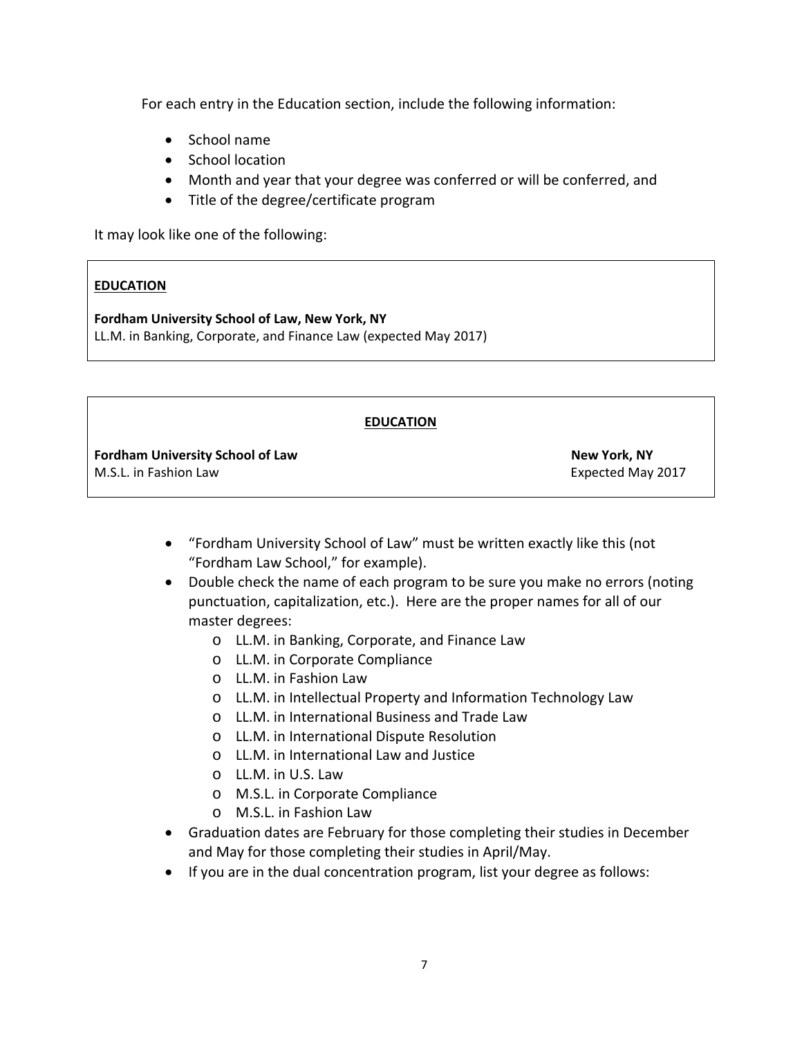For each entry in the Education section, include the following information:

- School name
- School location
- Month and year that your degree was conferred or will be conferred, and
- Title of the degree/certificate program

It may look like one of the following:

> **EDUCATION**
>
> **Fordham University School of Law, New York, NY**
> LL.M. in Banking, Corporate, and Finance Law (expected May 2017)

> **EDUCATION**
>
> **Fordham University School of Law** &nbsp;&nbsp;&nbsp;&nbsp;&nbsp;&nbsp;&nbsp;&nbsp;&nbsp;&nbsp;&nbsp;&nbsp;&nbsp;&nbsp;&nbsp;&nbsp;&nbsp;&nbsp;&nbsp;&nbsp; **New York, NY**
> M.S.L. in Fashion Law &nbsp;&nbsp;&nbsp;&nbsp;&nbsp;&nbsp;&nbsp;&nbsp;&nbsp;&nbsp;&nbsp;&nbsp;&nbsp;&nbsp;&nbsp;&nbsp;&nbsp;&nbsp;&nbsp;&nbsp;&nbsp;&nbsp;&nbsp;&nbsp;&nbsp;&nbsp;&nbsp;&nbsp;&nbsp;&nbsp; Expected May 2017

- "Fordham University School of Law" must be written exactly like this (not "Fordham Law School," for example).
- Double check the name of each program to be sure you make no errors (noting punctuation, capitalization, etc.). Here are the proper names for all of our master degrees:
  - LL.M. in Banking, Corporate, and Finance Law
  - LL.M. in Corporate Compliance
  - LL.M. in Fashion Law
  - LL.M. in Intellectual Property and Information Technology Law
  - LL.M. in International Business and Trade Law
  - LL.M. in International Dispute Resolution
  - LL.M. in International Law and Justice
  - LL.M. in U.S. Law
  - M.S.L. in Corporate Compliance
  - M.S.L. in Fashion Law
- Graduation dates are February for those completing their studies in December and May for those completing their studies in April/May.
- If you are in the dual concentration program, list your degree as follows: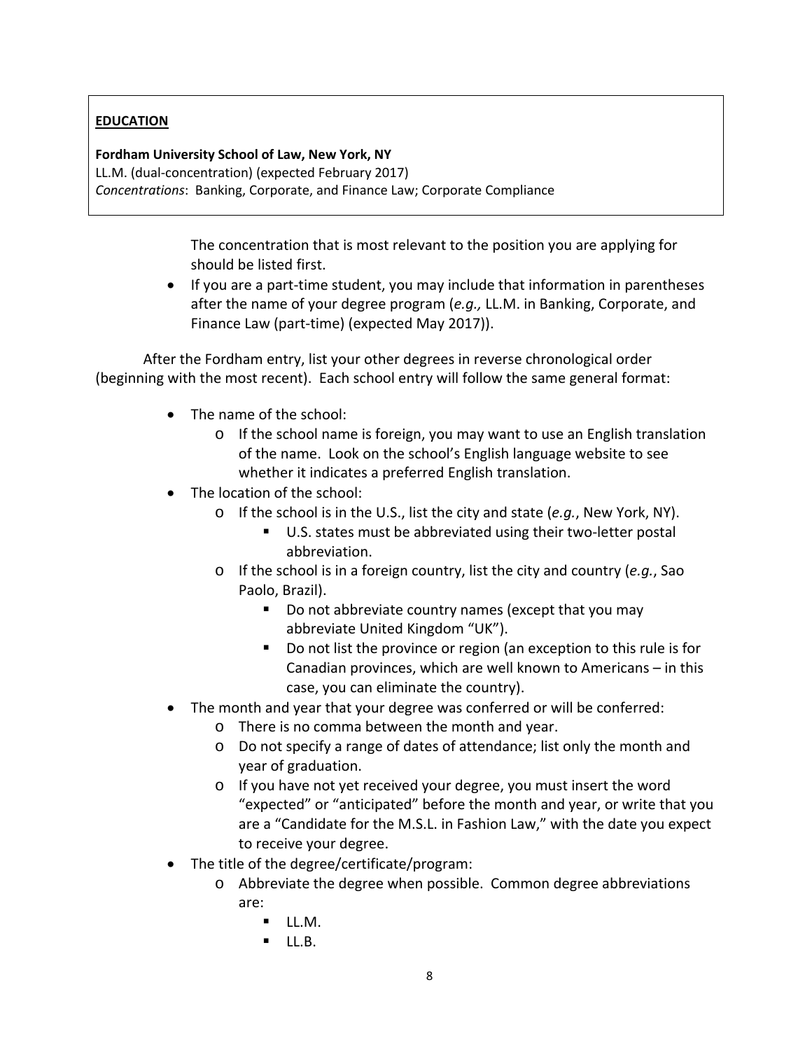> **EDUCATION**
>
> **Fordham University School of Law, New York, NY**
> LL.M. (dual-concentration) (expected February 2017)
> *Concentrations*: Banking, Corporate, and Finance Law; Corporate Compliance

The concentration that is most relevant to the position you are applying for should be listed first.

- If you are a part-time student, you may include that information in parentheses after the name of your degree program (*e.g.,* LL.M. in Banking, Corporate, and Finance Law (part-time) (expected May 2017)).

After the Fordham entry, list your other degrees in reverse chronological order (beginning with the most recent). Each school entry will follow the same general format:

- The name of the school:
  - If the school name is foreign, you may want to use an English translation of the name. Look on the school's English language website to see whether it indicates a preferred English translation.
- The location of the school:
  - If the school is in the U.S., list the city and state (*e.g.*, New York, NY).
    - U.S. states must be abbreviated using their two-letter postal abbreviation.
  - If the school is in a foreign country, list the city and country (*e.g.*, Sao Paolo, Brazil).
    - Do not abbreviate country names (except that you may abbreviate United Kingdom "UK").
    - Do not list the province or region (an exception to this rule is for Canadian provinces, which are well known to Americans – in this case, you can eliminate the country).
- The month and year that your degree was conferred or will be conferred:
  - There is no comma between the month and year.
  - Do not specify a range of dates of attendance; list only the month and year of graduation.
  - If you have not yet received your degree, you must insert the word "expected" or "anticipated" before the month and year, or write that you are a "Candidate for the M.S.L. in Fashion Law," with the date you expect to receive your degree.
- The title of the degree/certificate/program:
  - Abbreviate the degree when possible. Common degree abbreviations are:
    - LL.M.
    - LL.B.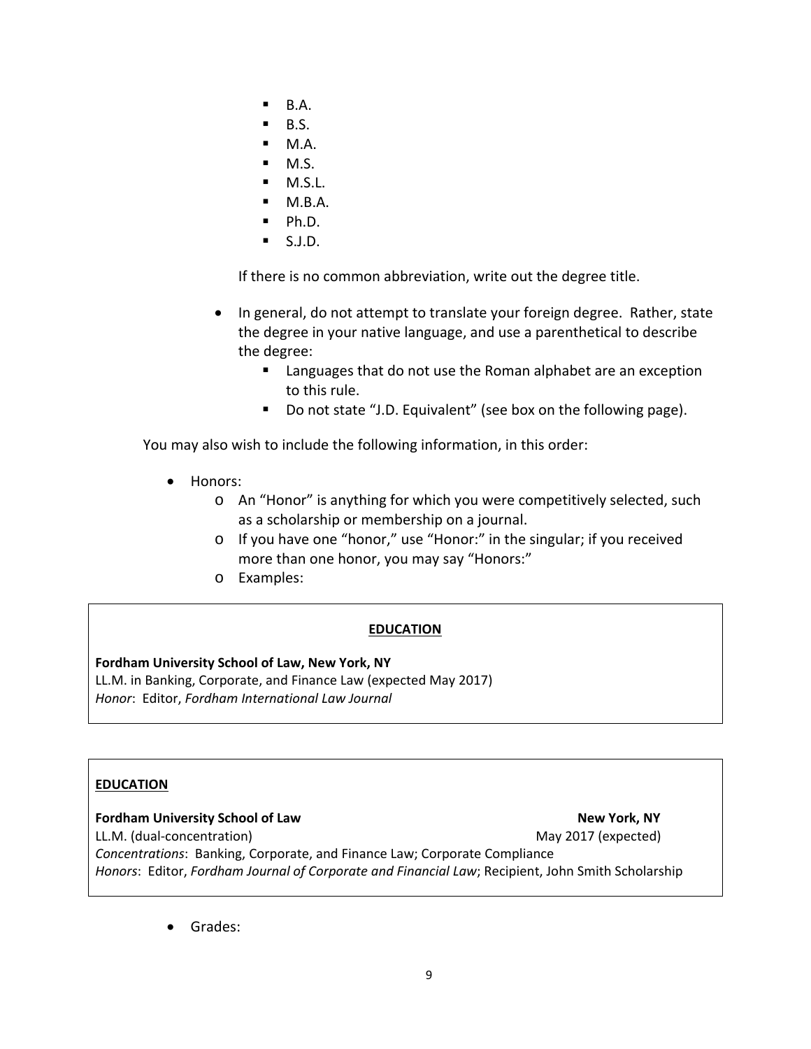- B.A.
    - B.S.
    - M.A.
    - M.S.
    - M.S.L.
    - M.B.A.
    - Ph.D.
    - S.J.D.

    If there is no common abbreviation, write out the degree title.

- In general, do not attempt to translate your foreign degree. Rather, state the degree in your native language, and use a parenthetical to describe the degree:
    - Languages that do not use the Roman alphabet are an exception to this rule.
    - Do not state "J.D. Equivalent" (see box on the following page).

You may also wish to include the following information, in this order:

- Honors:
    - An "Honor" is anything for which you were competitively selected, such as a scholarship or membership on a journal.
    - If you have one "honor," use "Honor:" in the singular; if you received more than one honor, you may say "Honors:"
    - Examples:

> **<u>EDUCATION</u>**
>
> **Fordham University School of Law, New York, NY**
> LL.M. in Banking, Corporate, and Finance Law (expected May 2017)
> *Honor*: Editor, *Fordham International Law Journal*

> **<u>EDUCATION</u>**
>
> **Fordham University School of Law** — **New York, NY**
> LL.M. (dual-concentration) — May 2017 (expected)
> *Concentrations*: Banking, Corporate, and Finance Law; Corporate Compliance
> *Honors*: Editor, *Fordham Journal of Corporate and Financial Law*; Recipient, John Smith Scholarship

- Grades: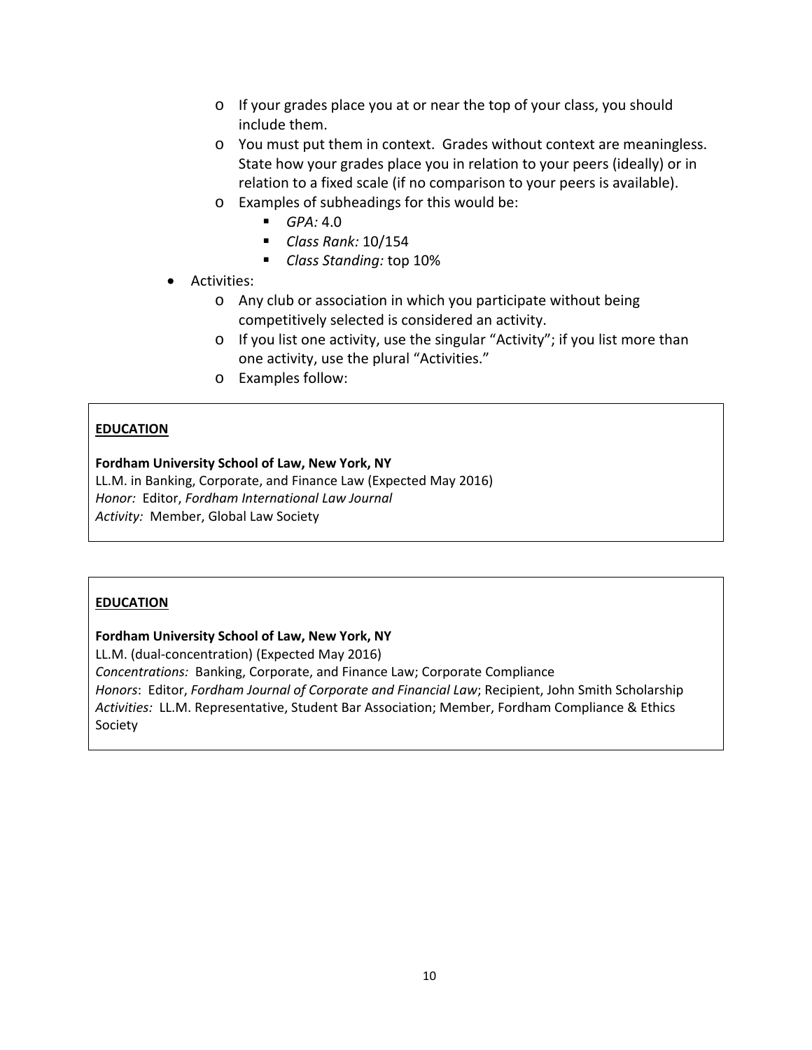- If your grades place you at or near the top of your class, you should include them.
  - You must put them in context. Grades without context are meaningless. State how your grades place you in relation to your peers (ideally) or in relation to a fixed scale (if no comparison to your peers is available).
  - Examples of subheadings for this would be:
    - *GPA:* 4.0
    - *Class Rank:* 10/154
    - *Class Standing:* top 10%
- Activities:
  - Any club or association in which you participate without being competitively selected is considered an activity.
  - If you list one activity, use the singular "Activity"; if you list more than one activity, use the plural "Activities."
  - Examples follow:

---

**<u>EDUCATION</u>**

**Fordham University School of Law, New York, NY**
LL.M. in Banking, Corporate, and Finance Law (Expected May 2016)
*Honor:* Editor, *Fordham International Law Journal*
*Activity:* Member, Global Law Society

---

**<u>EDUCATION</u>**

**Fordham University School of Law, New York, NY**
LL.M. (dual-concentration) (Expected May 2016)
*Concentrations:* Banking, Corporate, and Finance Law; Corporate Compliance
*Honors*: Editor, *Fordham Journal of Corporate and Financial Law*; Recipient, John Smith Scholarship
*Activities:* LL.M. Representative, Student Bar Association; Member, Fordham Compliance & Ethics Society

---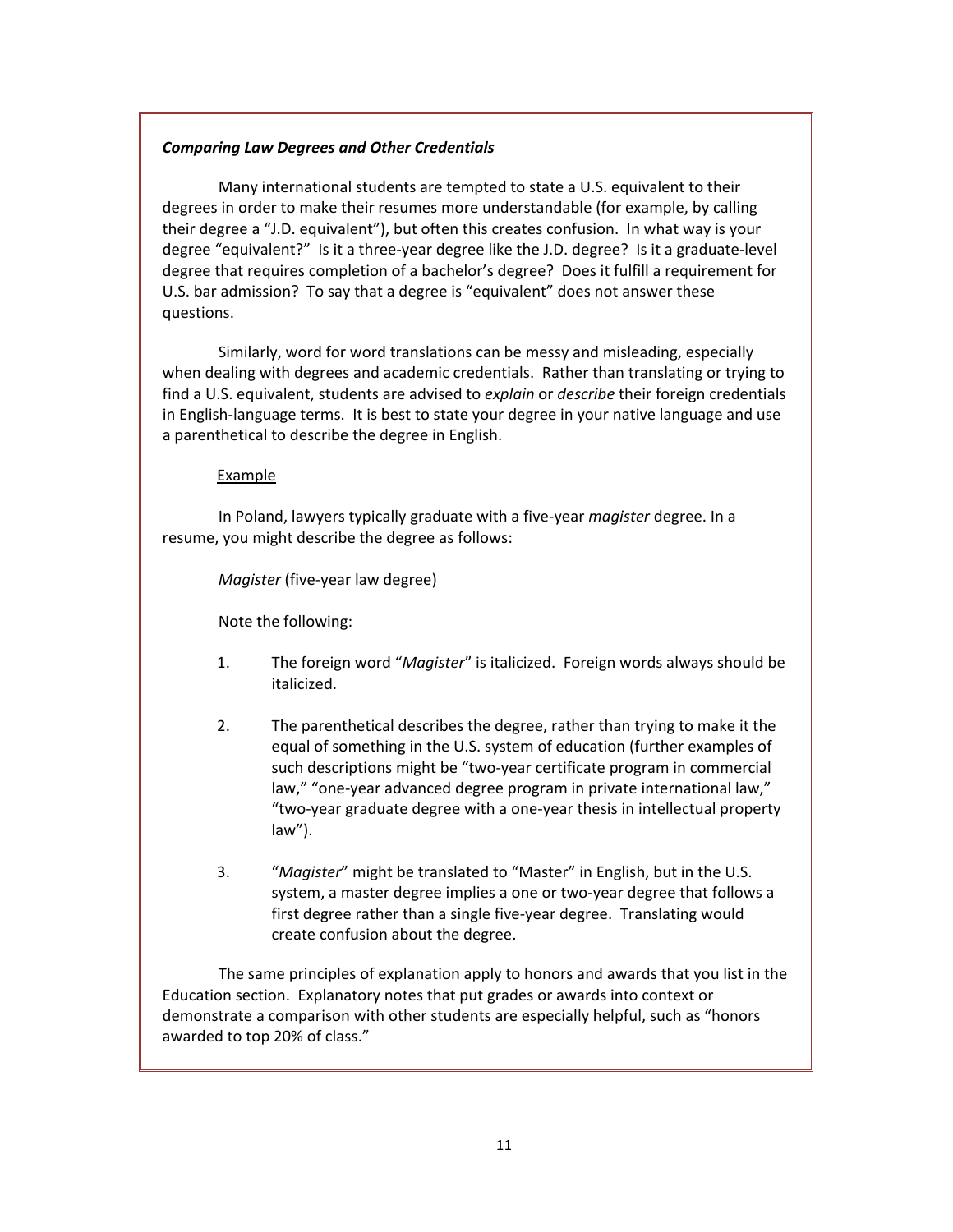***Comparing Law Degrees and Other Credentials***

Many international students are tempted to state a U.S. equivalent to their degrees in order to make their resumes more understandable (for example, by calling their degree a "J.D. equivalent"), but often this creates confusion. In what way is your degree "equivalent?" Is it a three-year degree like the J.D. degree? Is it a graduate-level degree that requires completion of a bachelor's degree? Does it fulfill a requirement for U.S. bar admission? To say that a degree is "equivalent" does not answer these questions.

Similarly, word for word translations can be messy and misleading, especially when dealing with degrees and academic credentials. Rather than translating or trying to find a U.S. equivalent, students are advised to *explain* or *describe* their foreign credentials in English-language terms. It is best to state your degree in your native language and use a parenthetical to describe the degree in English.

<u>Example</u>

In Poland, lawyers typically graduate with a five-year *magister* degree. In a resume, you might describe the degree as follows:

*Magister* (five-year law degree)

Note the following:

1. The foreign word "*Magister*" is italicized. Foreign words always should be italicized.

2. The parenthetical describes the degree, rather than trying to make it the equal of something in the U.S. system of education (further examples of such descriptions might be "two-year certificate program in commercial law," "one-year advanced degree program in private international law," "two-year graduate degree with a one-year thesis in intellectual property law").

3. "*Magister*" might be translated to "Master" in English, but in the U.S. system, a master degree implies a one or two-year degree that follows a first degree rather than a single five-year degree. Translating would create confusion about the degree.

The same principles of explanation apply to honors and awards that you list in the Education section. Explanatory notes that put grades or awards into context or demonstrate a comparison with other students are especially helpful, such as "honors awarded to top 20% of class."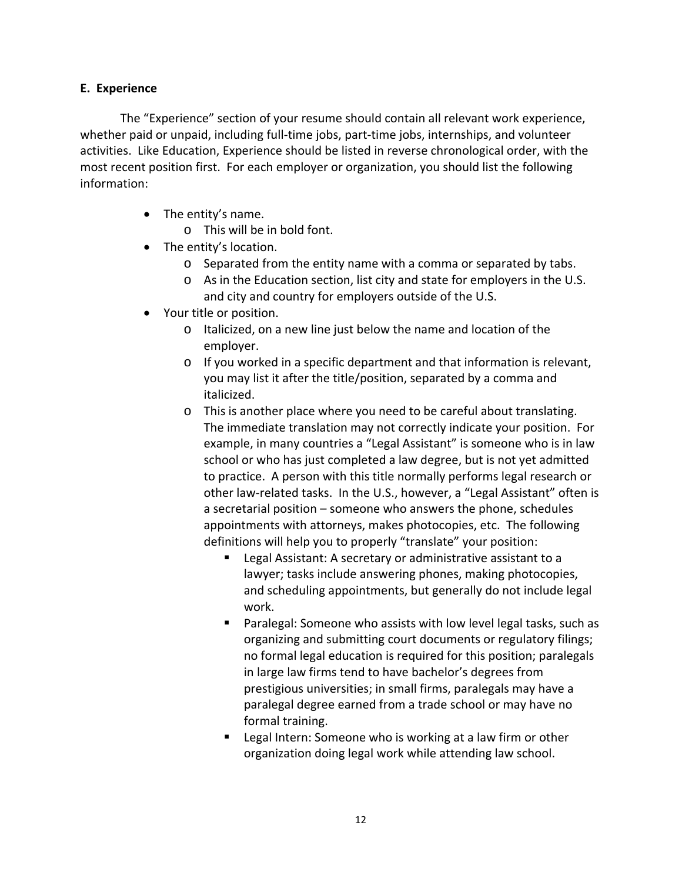**E. Experience**

The "Experience" section of your resume should contain all relevant work experience, whether paid or unpaid, including full-time jobs, part-time jobs, internships, and volunteer activities. Like Education, Experience should be listed in reverse chronological order, with the most recent position first. For each employer or organization, you should list the following information:

- The entity's name.
  - This will be in bold font.
- The entity's location.
  - Separated from the entity name with a comma or separated by tabs.
  - As in the Education section, list city and state for employers in the U.S. and city and country for employers outside of the U.S.
- Your title or position.
  - Italicized, on a new line just below the name and location of the employer.
  - If you worked in a specific department and that information is relevant, you may list it after the title/position, separated by a comma and italicized.
  - This is another place where you need to be careful about translating. The immediate translation may not correctly indicate your position. For example, in many countries a "Legal Assistant" is someone who is in law school or who has just completed a law degree, but is not yet admitted to practice. A person with this title normally performs legal research or other law-related tasks. In the U.S., however, a "Legal Assistant" often is a secretarial position – someone who answers the phone, schedules appointments with attorneys, makes photocopies, etc. The following definitions will help you to properly "translate" your position:
    - Legal Assistant: A secretary or administrative assistant to a lawyer; tasks include answering phones, making photocopies, and scheduling appointments, but generally do not include legal work.
    - Paralegal: Someone who assists with low level legal tasks, such as organizing and submitting court documents or regulatory filings; no formal legal education is required for this position; paralegals in large law firms tend to have bachelor's degrees from prestigious universities; in small firms, paralegals may have a paralegal degree earned from a trade school or may have no formal training.
    - Legal Intern: Someone who is working at a law firm or other organization doing legal work while attending law school.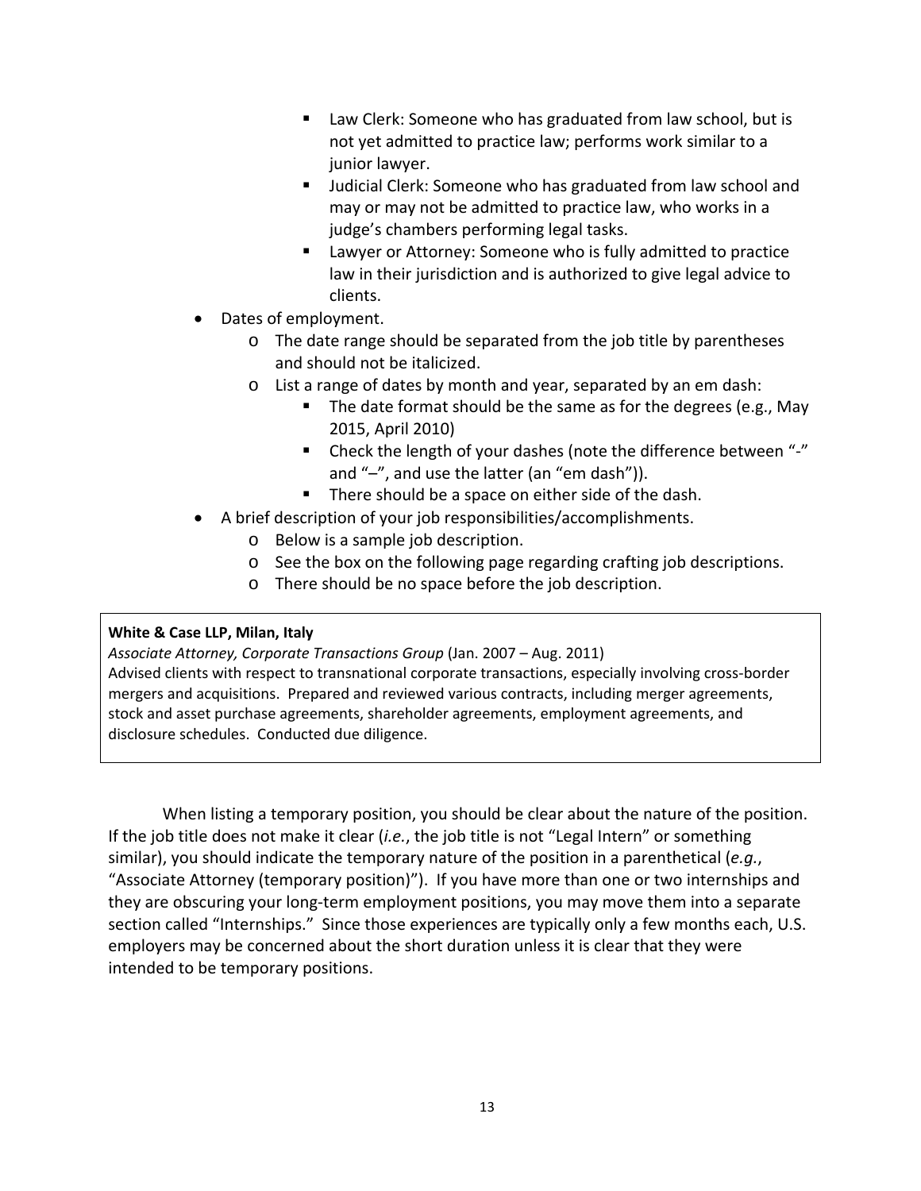- Law Clerk: Someone who has graduated from law school, but is not yet admitted to practice law; performs work similar to a junior lawyer.
      - Judicial Clerk: Someone who has graduated from law school and may or may not be admitted to practice law, who works in a judge's chambers performing legal tasks.
      - Lawyer or Attorney: Someone who is fully admitted to practice law in their jurisdiction and is authorized to give legal advice to clients.
- Dates of employment.
  - The date range should be separated from the job title by parentheses and should not be italicized.
  - List a range of dates by month and year, separated by an em dash:
    - The date format should be the same as for the degrees (e.g., May 2015, April 2010)
    - Check the length of your dashes (note the difference between "-" and "–", and use the latter (an "em dash")).
    - There should be a space on either side of the dash.
- A brief description of your job responsibilities/accomplishments.
  - Below is a sample job description.
  - See the box on the following page regarding crafting job descriptions.
  - There should be no space before the job description.

> **White & Case LLP, Milan, Italy**
> *Associate Attorney, Corporate Transactions Group* (Jan. 2007 – Aug. 2011)
> Advised clients with respect to transnational corporate transactions, especially involving cross-border mergers and acquisitions. Prepared and reviewed various contracts, including merger agreements, stock and asset purchase agreements, shareholder agreements, employment agreements, and disclosure schedules. Conducted due diligence.

When listing a temporary position, you should be clear about the nature of the position. If the job title does not make it clear (*i.e.*, the job title is not "Legal Intern" or something similar), you should indicate the temporary nature of the position in a parenthetical (*e.g.*, "Associate Attorney (temporary position)"). If you have more than one or two internships and they are obscuring your long-term employment positions, you may move them into a separate section called "Internships." Since those experiences are typically only a few months each, U.S. employers may be concerned about the short duration unless it is clear that they were intended to be temporary positions.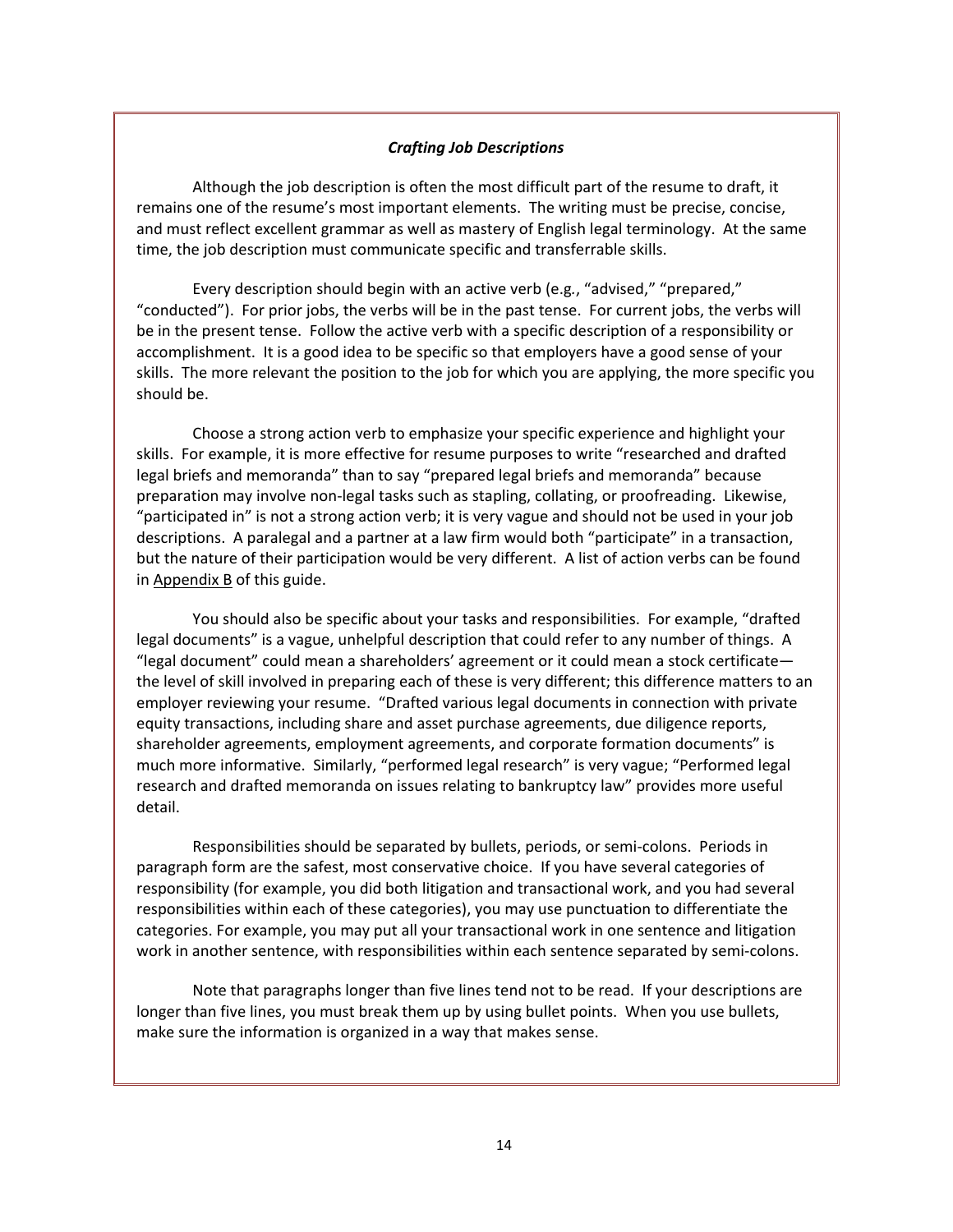### *Crafting Job Descriptions*

Although the job description is often the most difficult part of the resume to draft, it remains one of the resume's most important elements. The writing must be precise, concise, and must reflect excellent grammar as well as mastery of English legal terminology. At the same time, the job description must communicate specific and transferrable skills.

Every description should begin with an active verb (e.g., "advised," "prepared," "conducted"). For prior jobs, the verbs will be in the past tense. For current jobs, the verbs will be in the present tense. Follow the active verb with a specific description of a responsibility or accomplishment. It is a good idea to be specific so that employers have a good sense of your skills. The more relevant the position to the job for which you are applying, the more specific you should be.

Choose a strong action verb to emphasize your specific experience and highlight your skills. For example, it is more effective for resume purposes to write "researched and drafted legal briefs and memoranda" than to say "prepared legal briefs and memoranda" because preparation may involve non-legal tasks such as stapling, collating, or proofreading. Likewise, "participated in" is not a strong action verb; it is very vague and should not be used in your job descriptions. A paralegal and a partner at a law firm would both "participate" in a transaction, but the nature of their participation would be very different. A list of action verbs can be found in Appendix B of this guide.

You should also be specific about your tasks and responsibilities. For example, "drafted legal documents" is a vague, unhelpful description that could refer to any number of things. A "legal document" could mean a shareholders' agreement or it could mean a stock certificate—the level of skill involved in preparing each of these is very different; this difference matters to an employer reviewing your resume. "Drafted various legal documents in connection with private equity transactions, including share and asset purchase agreements, due diligence reports, shareholder agreements, employment agreements, and corporate formation documents" is much more informative. Similarly, "performed legal research" is very vague; "Performed legal research and drafted memoranda on issues relating to bankruptcy law" provides more useful detail.

Responsibilities should be separated by bullets, periods, or semi-colons. Periods in paragraph form are the safest, most conservative choice. If you have several categories of responsibility (for example, you did both litigation and transactional work, and you had several responsibilities within each of these categories), you may use punctuation to differentiate the categories. For example, you may put all your transactional work in one sentence and litigation work in another sentence, with responsibilities within each sentence separated by semi-colons.

Note that paragraphs longer than five lines tend not to be read. If your descriptions are longer than five lines, you must break them up by using bullet points. When you use bullets, make sure the information is organized in a way that makes sense.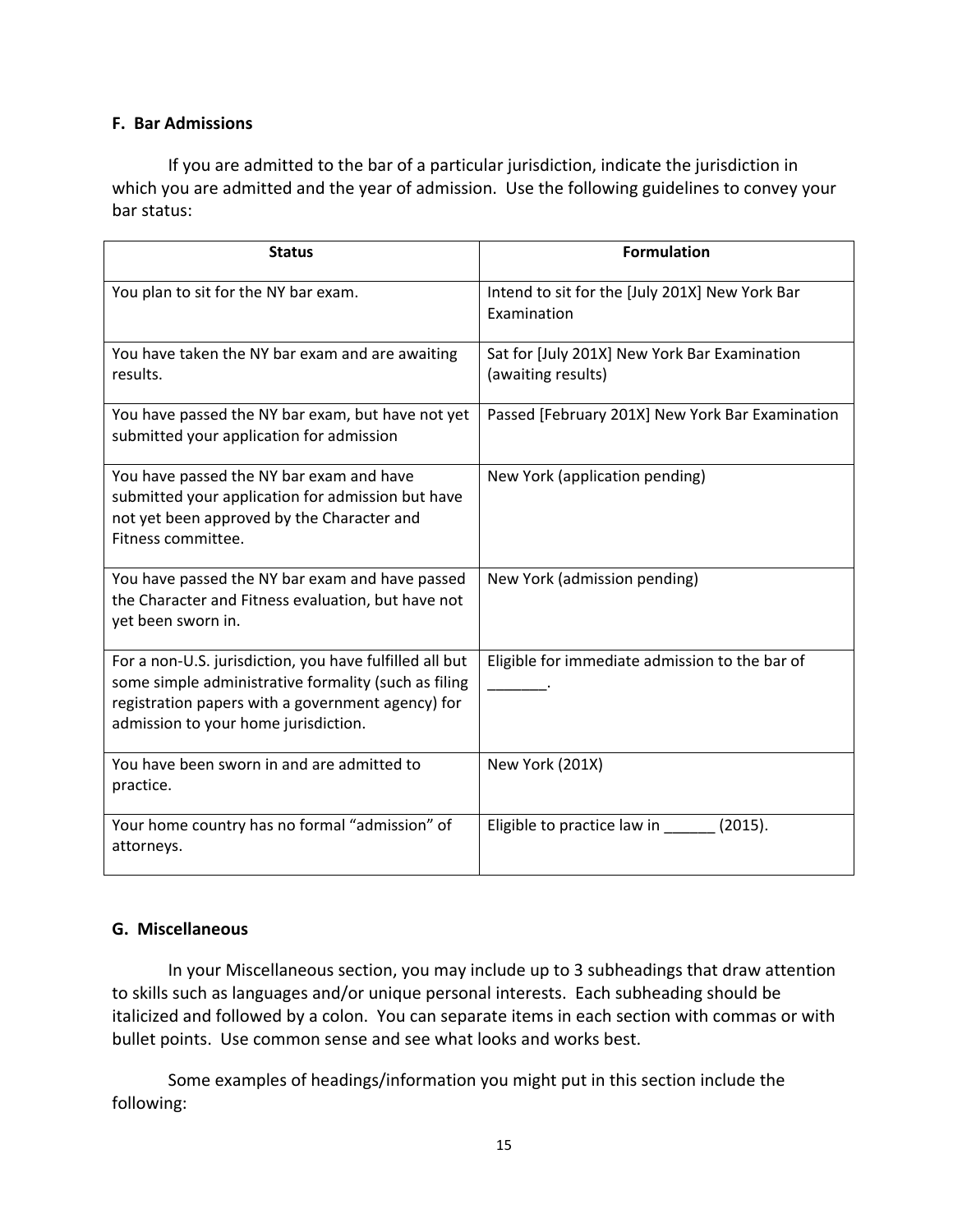### F. Bar Admissions

If you are admitted to the bar of a particular jurisdiction, indicate the jurisdiction in which you are admitted and the year of admission. Use the following guidelines to convey your bar status:

| Status | Formulation |
| --- | --- |
| You plan to sit for the NY bar exam. | Intend to sit for the [July 201X] New York Bar Examination |
| You have taken the NY bar exam and are awaiting results. | Sat for [July 201X] New York Bar Examination (awaiting results) |
| You have passed the NY bar exam, but have not yet submitted your application for admission | Passed [February 201X] New York Bar Examination |
| You have passed the NY bar exam and have submitted your application for admission but have not yet been approved by the Character and Fitness committee. | New York (application pending) |
| You have passed the NY bar exam and have passed the Character and Fitness evaluation, but have not yet been sworn in. | New York (admission pending) |
| For a non-U.S. jurisdiction, you have fulfilled all but some simple administrative formality (such as filing registration papers with a government agency) for admission to your home jurisdiction. | Eligible for immediate admission to the bar of _______. |
| You have been sworn in and are admitted to practice. | New York (201X) |
| Your home country has no formal "admission" of attorneys. | Eligible to practice law in ______ (2015). |

### G. Miscellaneous

In your Miscellaneous section, you may include up to 3 subheadings that draw attention to skills such as languages and/or unique personal interests. Each subheading should be italicized and followed by a colon. You can separate items in each section with commas or with bullet points. Use common sense and see what looks and works best.

Some examples of headings/information you might put in this section include the following: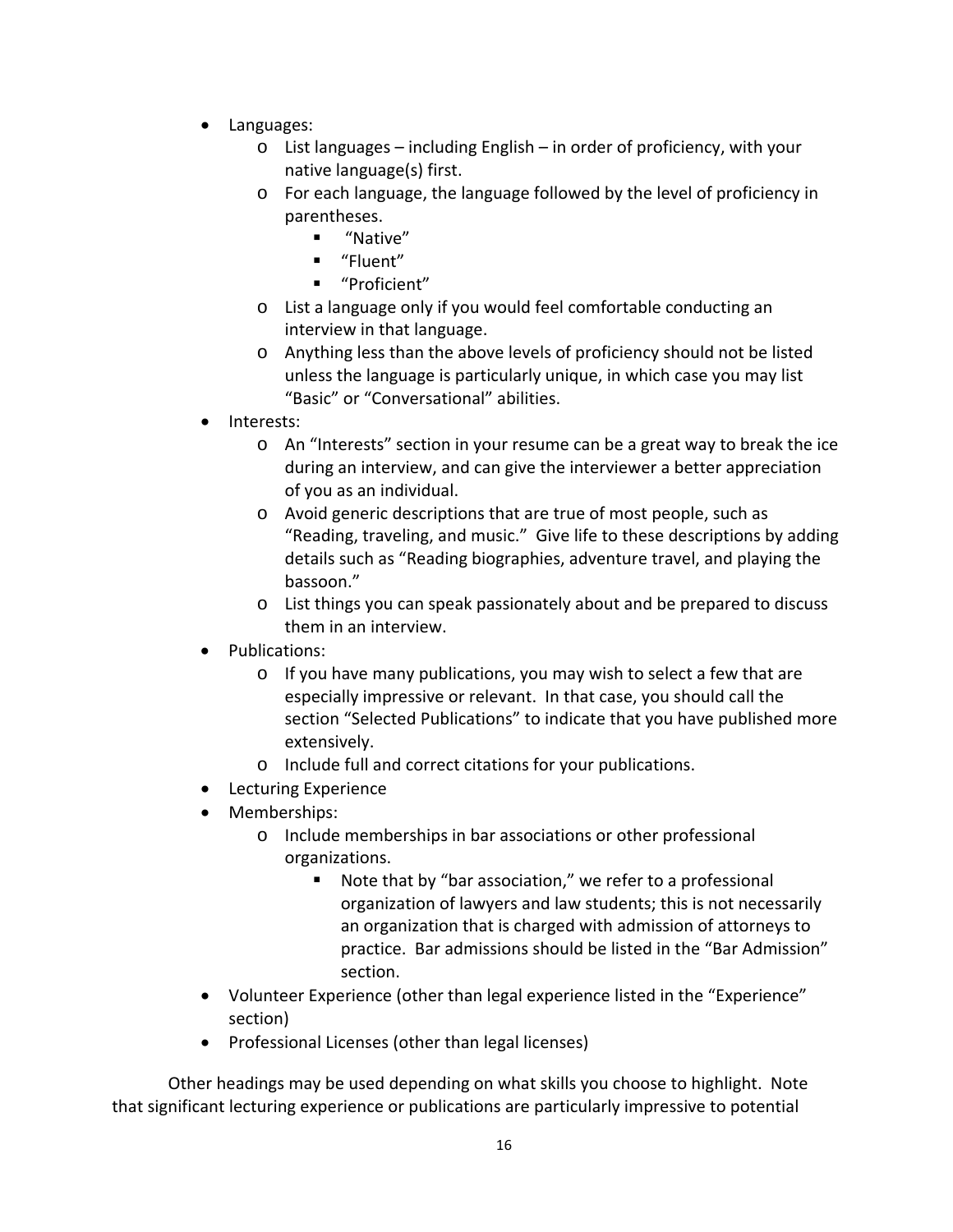- Languages:
    - List languages – including English – in order of proficiency, with your native language(s) first.
    - For each language, the language followed by the level of proficiency in parentheses.
        - "Native"
        - "Fluent"
        - "Proficient"
    - List a language only if you would feel comfortable conducting an interview in that language.
    - Anything less than the above levels of proficiency should not be listed unless the language is particularly unique, in which case you may list "Basic" or "Conversational" abilities.
- Interests:
    - An "Interests" section in your resume can be a great way to break the ice during an interview, and can give the interviewer a better appreciation of you as an individual.
    - Avoid generic descriptions that are true of most people, such as "Reading, traveling, and music." Give life to these descriptions by adding details such as "Reading biographies, adventure travel, and playing the bassoon."
    - List things you can speak passionately about and be prepared to discuss them in an interview.
- Publications:
    - If you have many publications, you may wish to select a few that are especially impressive or relevant. In that case, you should call the section "Selected Publications" to indicate that you have published more extensively.
    - Include full and correct citations for your publications.
- Lecturing Experience
- Memberships:
    - Include memberships in bar associations or other professional organizations.
        - Note that by "bar association," we refer to a professional organization of lawyers and law students; this is not necessarily an organization that is charged with admission of attorneys to practice. Bar admissions should be listed in the "Bar Admission" section.
- Volunteer Experience (other than legal experience listed in the "Experience" section)
- Professional Licenses (other than legal licenses)

Other headings may be used depending on what skills you choose to highlight. Note that significant lecturing experience or publications are particularly impressive to potential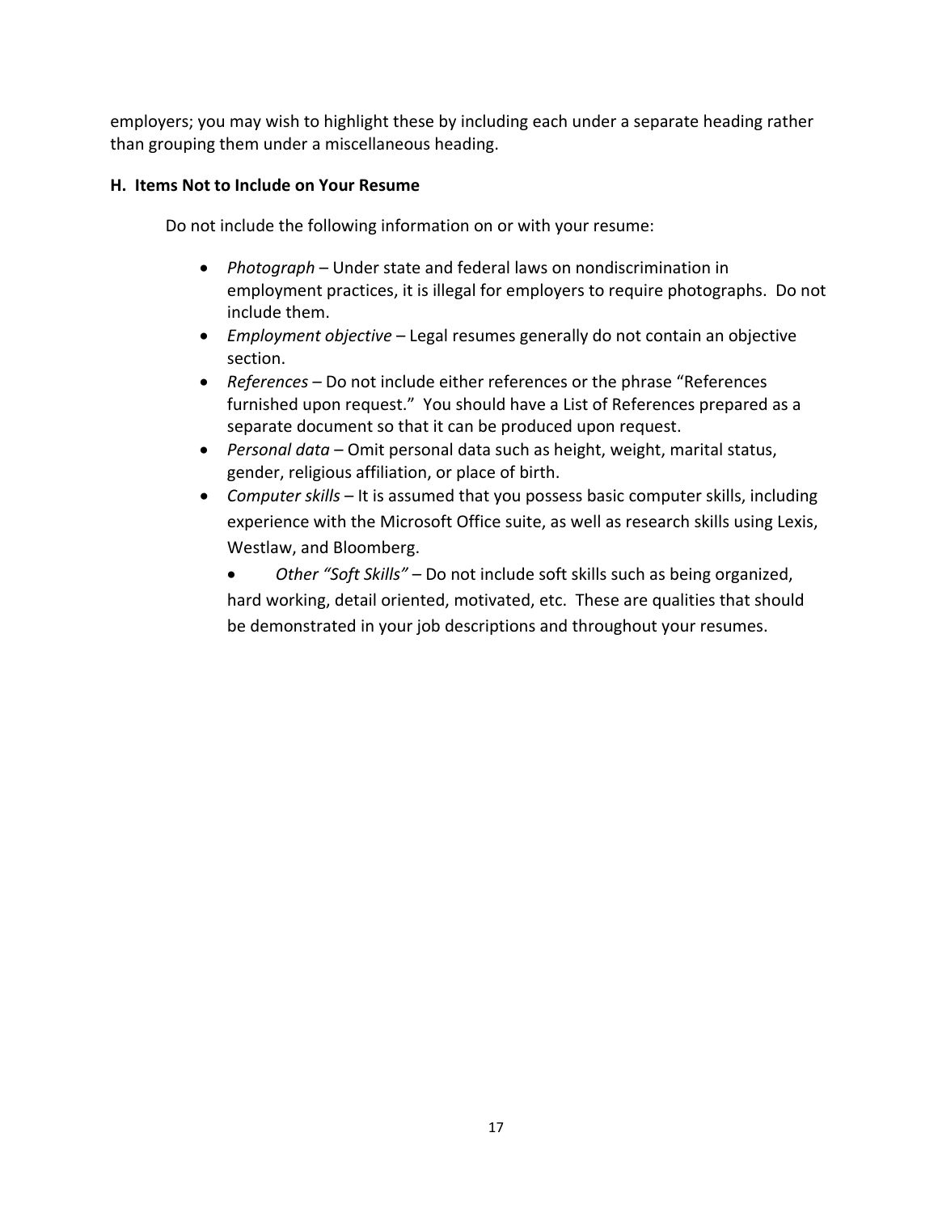employers; you may wish to highlight these by including each under a separate heading rather than grouping them under a miscellaneous heading.

**H. Items Not to Include on Your Resume**

Do not include the following information on or with your resume:

- *Photograph* – Under state and federal laws on nondiscrimination in employment practices, it is illegal for employers to require photographs. Do not include them.
- *Employment objective* – Legal resumes generally do not contain an objective section.
- *References* – Do not include either references or the phrase "References furnished upon request." You should have a List of References prepared as a separate document so that it can be produced upon request.
- *Personal data* – Omit personal data such as height, weight, marital status, gender, religious affiliation, or place of birth.
- *Computer skills* – It is assumed that you possess basic computer skills, including experience with the Microsoft Office suite, as well as research skills using Lexis, Westlaw, and Bloomberg.
- *Other "Soft Skills"* – Do not include soft skills such as being organized, hard working, detail oriented, motivated, etc. These are qualities that should be demonstrated in your job descriptions and throughout your resumes.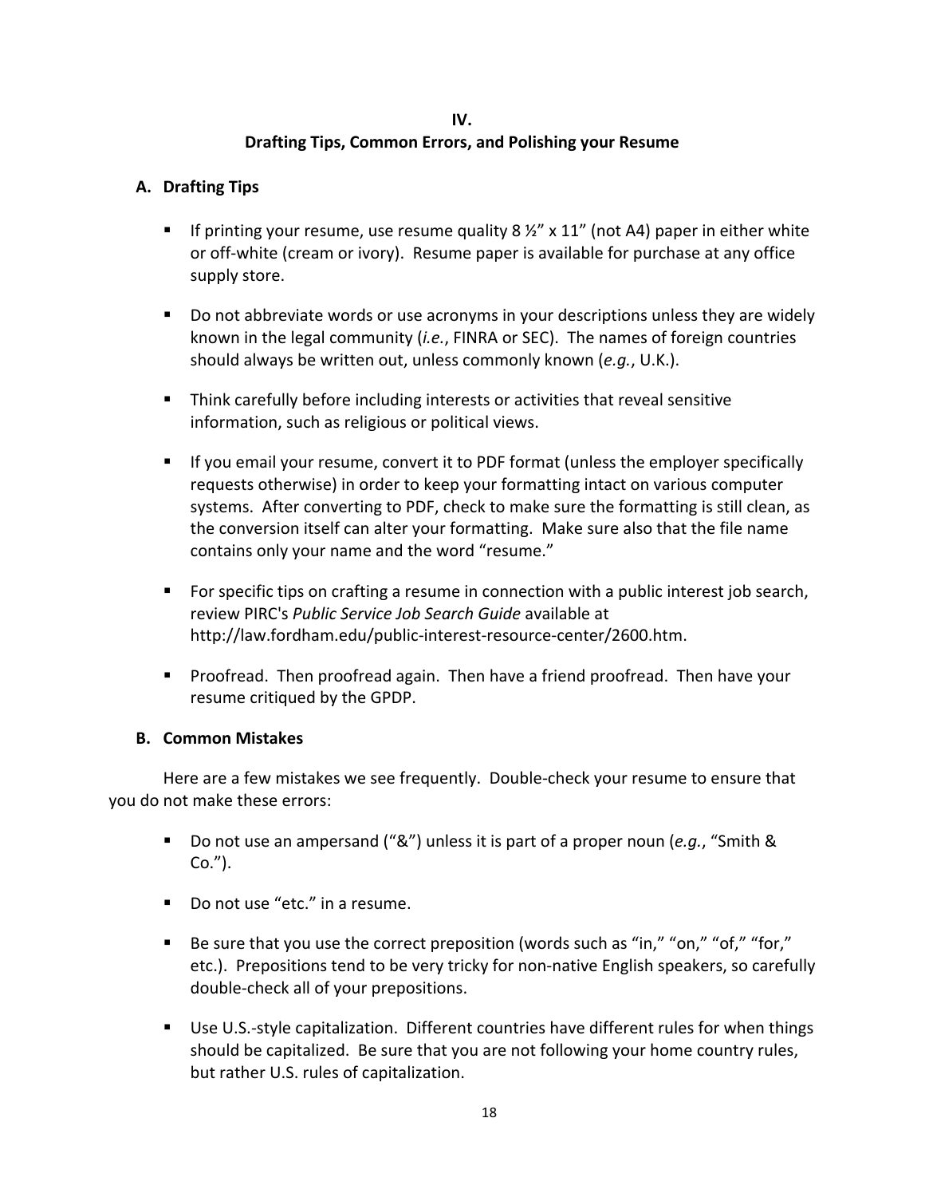## IV.
## Drafting Tips, Common Errors, and Polishing your Resume

### A. Drafting Tips

- If printing your resume, use resume quality 8 ½" x 11" (not A4) paper in either white or off-white (cream or ivory). Resume paper is available for purchase at any office supply store.

- Do not abbreviate words or use acronyms in your descriptions unless they are widely known in the legal community (*i.e.*, FINRA or SEC). The names of foreign countries should always be written out, unless commonly known (*e.g.*, U.K.).

- Think carefully before including interests or activities that reveal sensitive information, such as religious or political views.

- If you email your resume, convert it to PDF format (unless the employer specifically requests otherwise) in order to keep your formatting intact on various computer systems. After converting to PDF, check to make sure the formatting is still clean, as the conversion itself can alter your formatting. Make sure also that the file name contains only your name and the word "resume."

- For specific tips on crafting a resume in connection with a public interest job search, review PIRC's *Public Service Job Search Guide* available at http://law.fordham.edu/public-interest-resource-center/2600.htm.

- Proofread. Then proofread again. Then have a friend proofread. Then have your resume critiqued by the GPDP.

### B. Common Mistakes

Here are a few mistakes we see frequently. Double-check your resume to ensure that you do not make these errors:

- Do not use an ampersand ("&") unless it is part of a proper noun (*e.g.*, "Smith & Co.").

- Do not use "etc." in a resume.

- Be sure that you use the correct preposition (words such as "in," "on," "of," "for," etc.). Prepositions tend to be very tricky for non-native English speakers, so carefully double-check all of your prepositions.

- Use U.S.-style capitalization. Different countries have different rules for when things should be capitalized. Be sure that you are not following your home country rules, but rather U.S. rules of capitalization.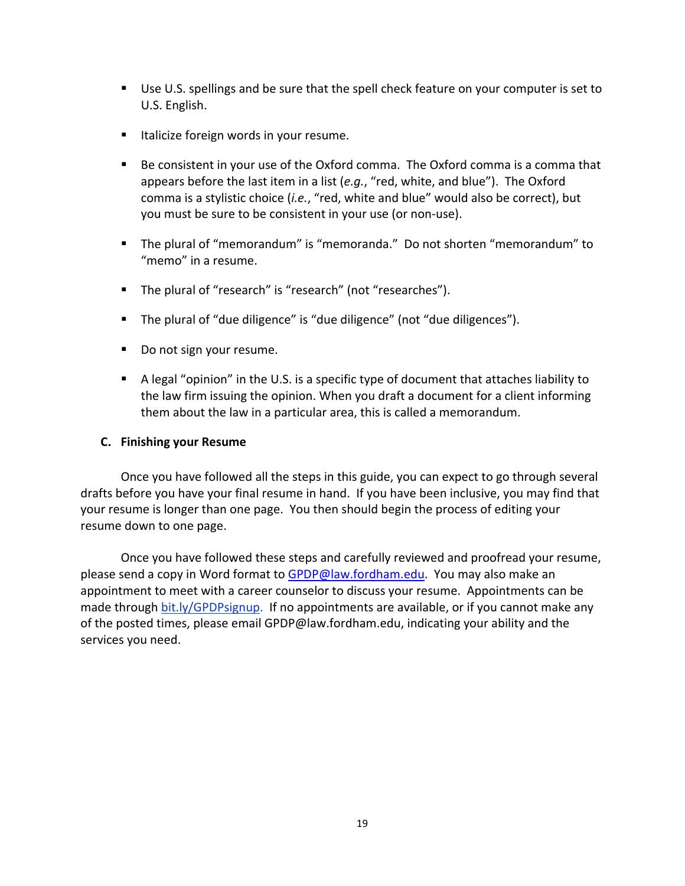- Use U.S. spellings and be sure that the spell check feature on your computer is set to U.S. English.

- Italicize foreign words in your resume.

- Be consistent in your use of the Oxford comma. The Oxford comma is a comma that appears before the last item in a list (*e.g.*, "red, white, and blue"). The Oxford comma is a stylistic choice (*i.e.*, "red, white and blue" would also be correct), but you must be sure to be consistent in your use (or non-use).

- The plural of "memorandum" is "memoranda." Do not shorten "memorandum" to "memo" in a resume.

- The plural of "research" is "research" (not "researches").

- The plural of "due diligence" is "due diligence" (not "due diligences").

- Do not sign your resume.

- A legal "opinion" in the U.S. is a specific type of document that attaches liability to the law firm issuing the opinion. When you draft a document for a client informing them about the law in a particular area, this is called a memorandum.

### C. Finishing your Resume

Once you have followed all the steps in this guide, you can expect to go through several drafts before you have your final resume in hand. If you have been inclusive, you may find that your resume is longer than one page. You then should begin the process of editing your resume down to one page.

Once you have followed these steps and carefully reviewed and proofread your resume, please send a copy in Word format to GPDP@law.fordham.edu. You may also make an appointment to meet with a career counselor to discuss your resume. Appointments can be made through bit.ly/GPDPsignup. If no appointments are available, or if you cannot make any of the posted times, please email GPDP@law.fordham.edu, indicating your ability and the services you need.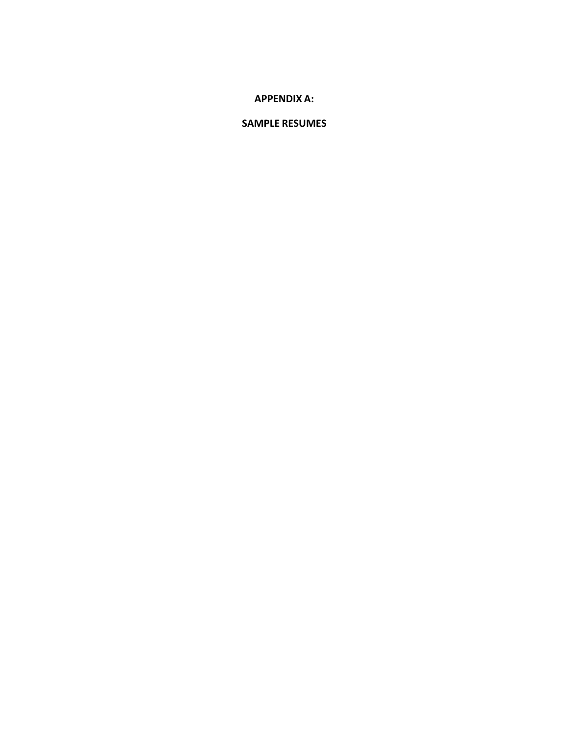# APPENDIX A:

# SAMPLE RESUMES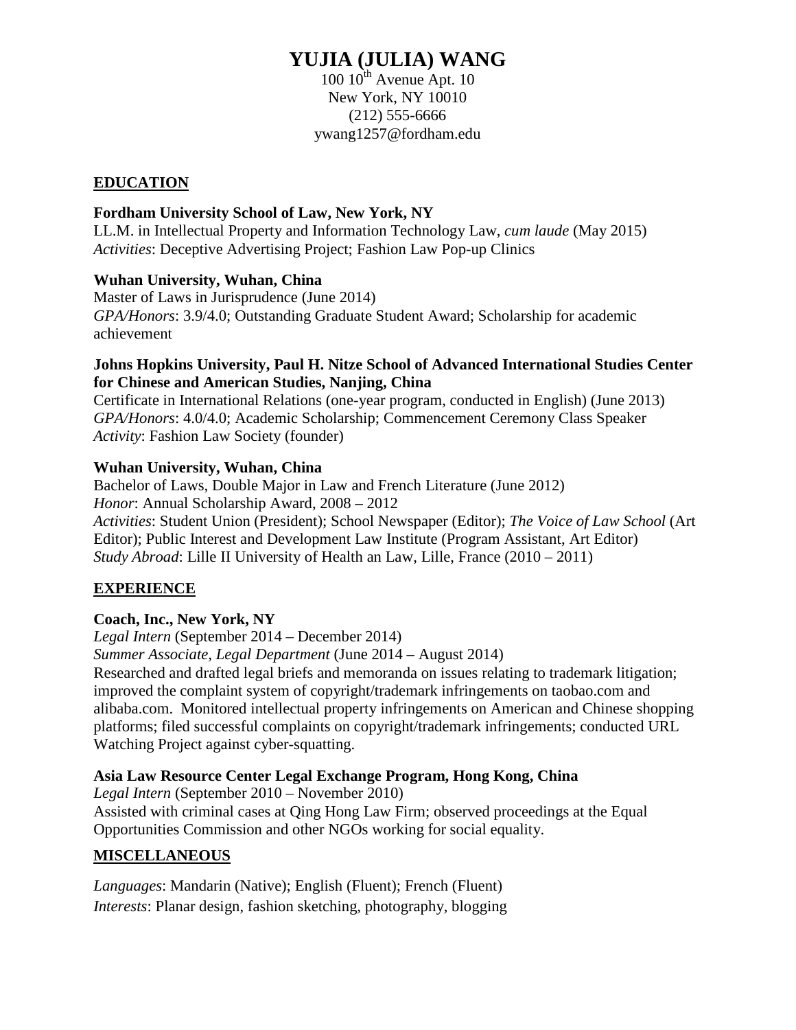# YUJIA (JULIA) WANG

100 10$^{th}$ Avenue Apt. 10
New York, NY 10010
(212) 555-6666
ywang1257@fordham.edu

## EDUCATION

**Fordham University School of Law, New York, NY**
LL.M. in Intellectual Property and Information Technology Law, *cum laude* (May 2015)
*Activities*: Deceptive Advertising Project; Fashion Law Pop-up Clinics

**Wuhan University, Wuhan, China**
Master of Laws in Jurisprudence (June 2014)
*GPA/Honors*: 3.9/4.0; Outstanding Graduate Student Award; Scholarship for academic achievement

**Johns Hopkins University, Paul H. Nitze School of Advanced International Studies Center for Chinese and American Studies, Nanjing, China**
Certificate in International Relations (one-year program, conducted in English) (June 2013)
*GPA/Honors*: 4.0/4.0; Academic Scholarship; Commencement Ceremony Class Speaker
*Activity*: Fashion Law Society (founder)

**Wuhan University, Wuhan, China**
Bachelor of Laws, Double Major in Law and French Literature (June 2012)
*Honor*: Annual Scholarship Award, 2008 – 2012
*Activities*: Student Union (President); School Newspaper (Editor); *The Voice of Law School* (Art Editor); Public Interest and Development Law Institute (Program Assistant, Art Editor)
*Study Abroad*: Lille II University of Health an Law, Lille, France (2010 – 2011)

## EXPERIENCE

**Coach, Inc., New York, NY**
*Legal Intern* (September 2014 – December 2014)
*Summer Associate, Legal Department* (June 2014 – August 2014)
Researched and drafted legal briefs and memoranda on issues relating to trademark litigation; improved the complaint system of copyright/trademark infringements on taobao.com and alibaba.com. Monitored intellectual property infringements on American and Chinese shopping platforms; filed successful complaints on copyright/trademark infringements; conducted URL Watching Project against cyber-squatting.

**Asia Law Resource Center Legal Exchange Program, Hong Kong, China**
*Legal Intern* (September 2010 – November 2010)
Assisted with criminal cases at Qing Hong Law Firm; observed proceedings at the Equal Opportunities Commission and other NGOs working for social equality.

## MISCELLANEOUS

*Languages*: Mandarin (Native); English (Fluent); French (Fluent)
*Interests*: Planar design, fashion sketching, photography, blogging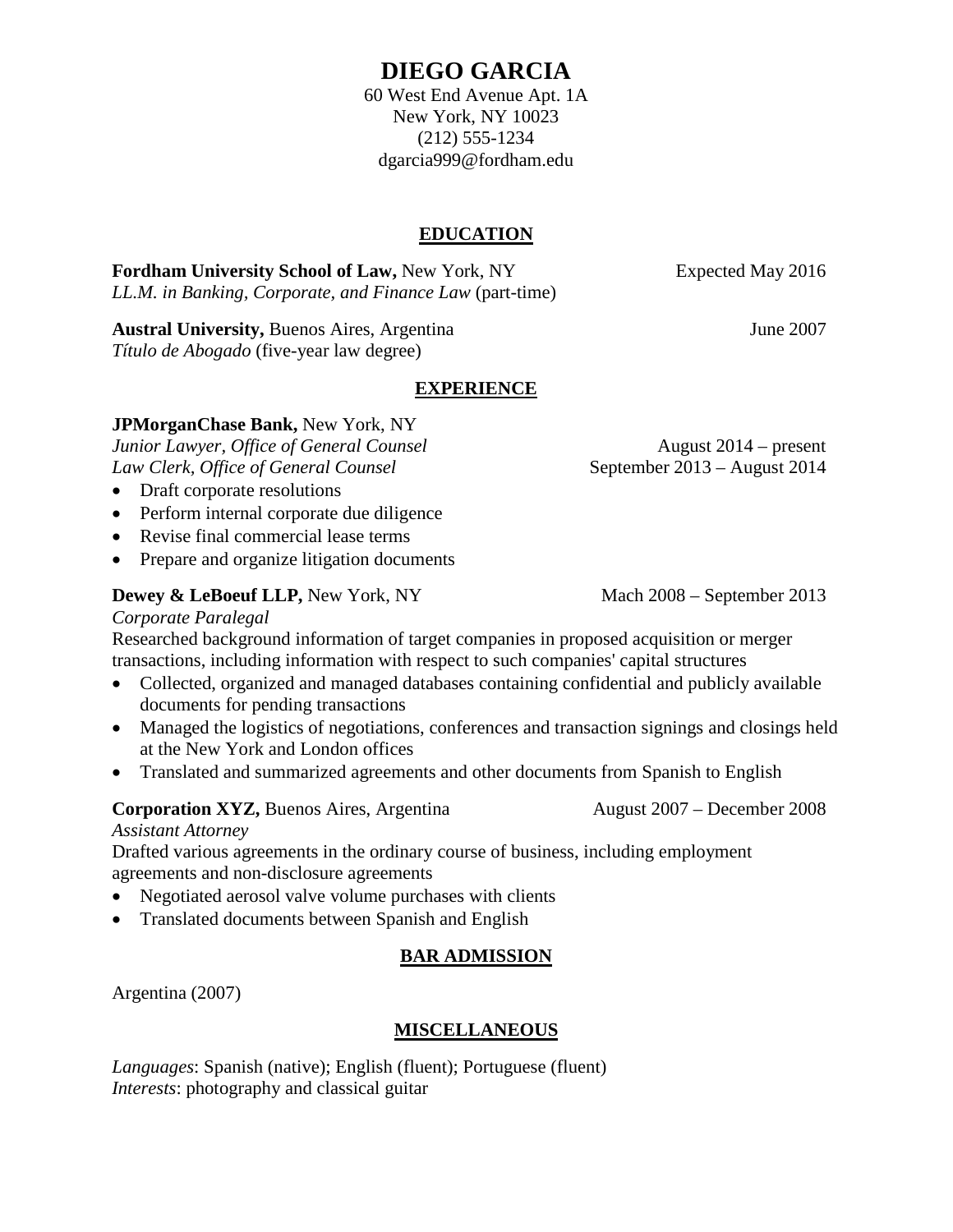# DIEGO GARCIA

60 West End Avenue Apt. 1A
New York, NY 10023
(212) 555-1234
dgarcia999@fordham.edu

## EDUCATION

**Fordham University School of Law,** New York, NY — Expected May 2016
*LL.M. in Banking, Corporate, and Finance Law* (part-time)

**Austral University,** Buenos Aires, Argentina — June 2007
*Título de Abogado* (five-year law degree)

## EXPERIENCE

**JPMorganChase Bank,** New York, NY
*Junior Lawyer, Office of General Counsel* — August 2014 – present
*Law Clerk, Office of General Counsel* — September 2013 – August 2014

- Draft corporate resolutions
- Perform internal corporate due diligence
- Revise final commercial lease terms
- Prepare and organize litigation documents

**Dewey & LeBoeuf LLP,** New York, NY — Mach 2008 – September 2013
*Corporate Paralegal*
Researched background information of target companies in proposed acquisition or merger transactions, including information with respect to such companies' capital structures

- Collected, organized and managed databases containing confidential and publicly available documents for pending transactions
- Managed the logistics of negotiations, conferences and transaction signings and closings held at the New York and London offices
- Translated and summarized agreements and other documents from Spanish to English

**Corporation XYZ,** Buenos Aires, Argentina — August 2007 – December 2008
*Assistant Attorney*
Drafted various agreements in the ordinary course of business, including employment agreements and non-disclosure agreements

- Negotiated aerosol valve volume purchases with clients
- Translated documents between Spanish and English

## BAR ADMISSION

Argentina (2007)

## MISCELLANEOUS

*Languages*: Spanish (native); English (fluent); Portuguese (fluent)
*Interests*: photography and classical guitar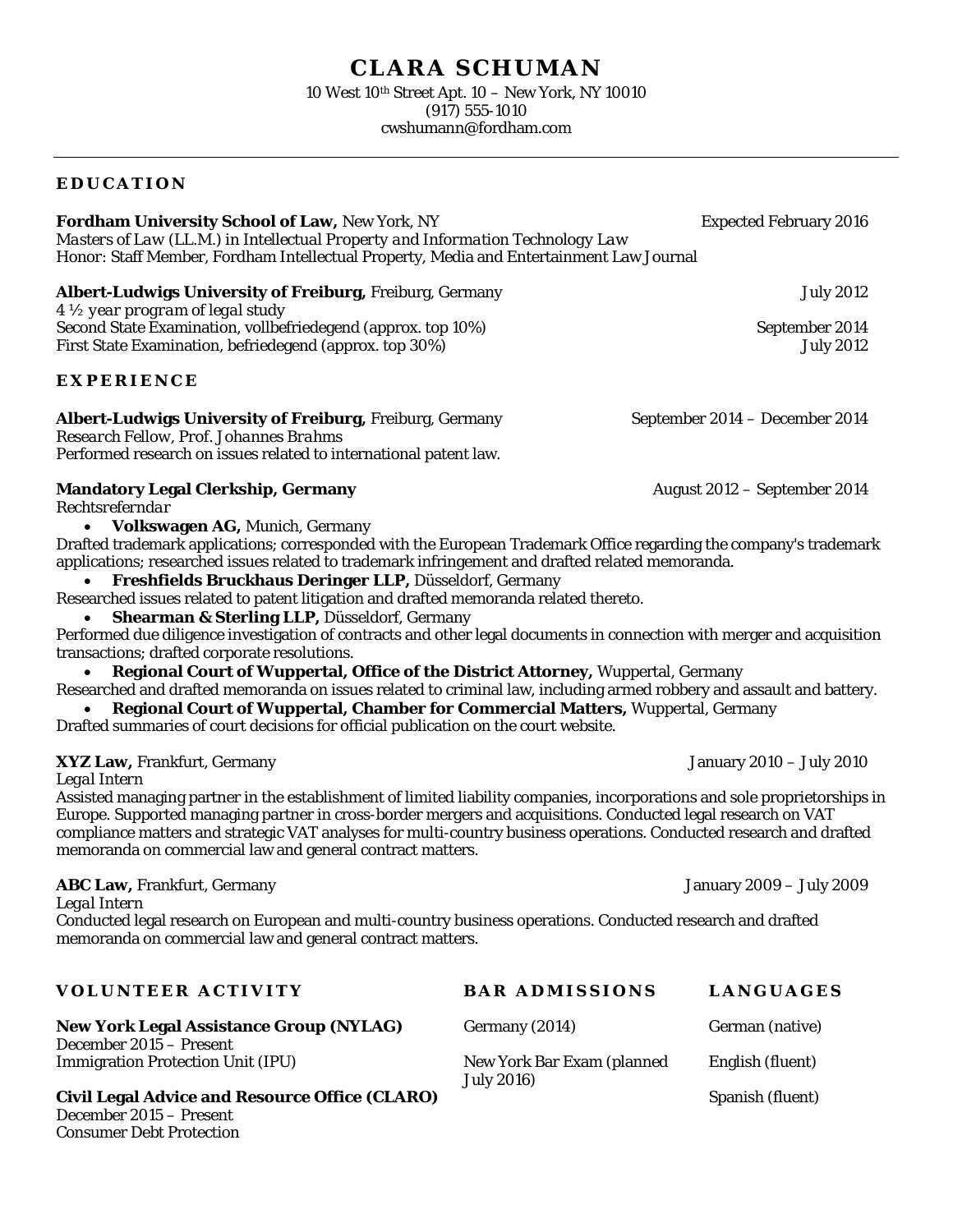# CLARA SCHUMAN

10 West 10th Street Apt. 10 – New York, NY 10010
(917) 555-1010
cwshumann@fordham.com

## EDUCATION

**Fordham University School of Law,** New York, NY — Expected February 2016
*Masters of Law (LL.M.) in Intellectual Property and Information Technology Law*
Honor: Staff Member, Fordham Intellectual Property, Media and Entertainment Law Journal

**Albert-Ludwigs University of Freiburg,** Freiburg, Germany — July 2012
*4 ½ year program of legal study*
Second State Examination, vollbefriedegend (approx. top 10%) — September 2014
First State Examination, befriedegend (approx. top 30%) — July 2012

## EXPERIENCE

**Albert-Ludwigs University of Freiburg,** Freiburg, Germany — September 2014 – December 2014
*Research Fellow, Prof. Johannes Brahms*
Performed research on issues related to international patent law.

**Mandatory Legal Clerkship, Germany** — August 2012 – September 2014
*Rechtsreferndar*

- **Volkswagen AG,** Munich, Germany

Drafted trademark applications; corresponded with the European Trademark Office regarding the company's trademark applications; researched issues related to trademark infringement and drafted related memoranda.

- **Freshfields Bruckhaus Deringer LLP,** Düsseldorf, Germany

Researched issues related to patent litigation and drafted memoranda related thereto.

- **Shearman & Sterling LLP,** Düsseldorf, Germany

Performed due diligence investigation of contracts and other legal documents in connection with merger and acquisition transactions; drafted corporate resolutions.

- **Regional Court of Wuppertal, Office of the District Attorney,** Wuppertal, Germany

Researched and drafted memoranda on issues related to criminal law, including armed robbery and assault and battery.

- **Regional Court of Wuppertal, Chamber for Commercial Matters,** Wuppertal, Germany

Drafted summaries of court decisions for official publication on the court website.

**XYZ Law,** Frankfurt, Germany — January 2010 – July 2010
*Legal Intern*
Assisted managing partner in the establishment of limited liability companies, incorporations and sole proprietorships in Europe. Supported managing partner in cross-border mergers and acquisitions. Conducted legal research on VAT compliance matters and strategic VAT analyses for multi-country business operations. Conducted research and drafted memoranda on commercial law and general contract matters.

**ABC Law,** Frankfurt, Germany — January 2009 – July 2009
*Legal Intern*
Conducted legal research on European and multi-country business operations. Conducted research and drafted memoranda on commercial law and general contract matters.

## VOLUNTEER ACTIVITY

**New York Legal Assistance Group (NYLAG)**
December 2015 – Present
Immigration Protection Unit (IPU)

**Civil Legal Advice and Resource Office (CLARO)**
December 2015 – Present
Consumer Debt Protection

## BAR ADMISSIONS

Germany (2014)
New York Bar Exam (planned July 2016)

## LANGUAGES

German (native)
English (fluent)
Spanish (fluent)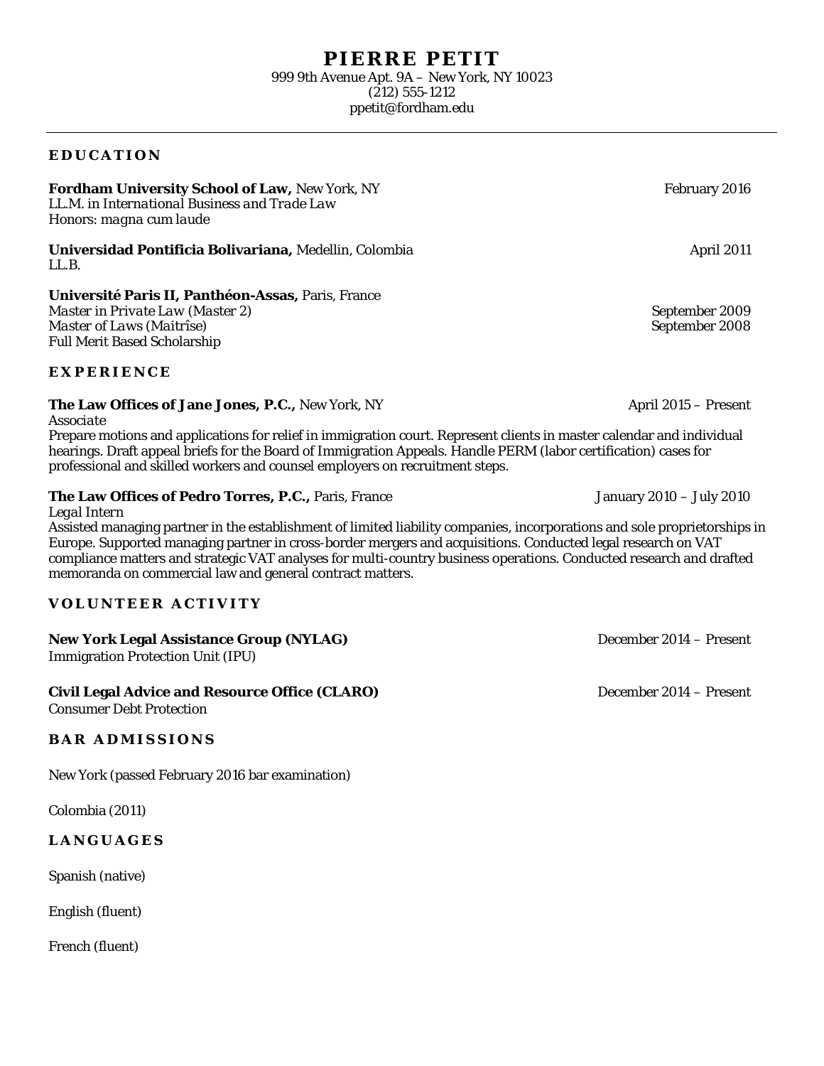# PIERRE PETIT

999 9th Avenue Apt. 9A – New York, NY 10023
(212) 555-1212
ppetit@fordham.edu

---

## EDUCATION

**Fordham University School of Law,** New York, NY — February 2016
*LL.M. in International Business and Trade Law*
*Honors: magna cum laude*

**Universidad Pontificia Bolivariana,** Medellin, Colombia — April 2011
LL.B.

**Université Paris II, Panthéon-Assas,** Paris, France
*Master in Private Law (Master 2)* — September 2009
*Master of Laws (Maitrîse)* — September 2008
Full Merit Based Scholarship

## EXPERIENCE

**The Law Offices of Jane Jones, P.C.,** New York, NY — April 2015 – Present
*Associate*
Prepare motions and applications for relief in immigration court. Represent clients in master calendar and individual hearings. Draft appeal briefs for the Board of Immigration Appeals. Handle PERM (labor certification) cases for professional and skilled workers and counsel employers on recruitment steps.

**The Law Offices of Pedro Torres, P.C.,** Paris, France — January 2010 – July 2010
*Legal Intern*
Assisted managing partner in the establishment of limited liability companies, incorporations and sole proprietorships in Europe. Supported managing partner in cross-border mergers and acquisitions. Conducted legal research on VAT compliance matters and strategic VAT analyses for multi-country business operations. Conducted research and drafted memoranda on commercial law and general contract matters.

## VOLUNTEER ACTIVITY

**New York Legal Assistance Group (NYLAG)** — December 2014 – Present
Immigration Protection Unit (IPU)

**Civil Legal Advice and Resource Office (CLARO)** — December 2014 – Present
Consumer Debt Protection

## BAR ADMISSIONS

New York (passed February 2016 bar examination)

Colombia (2011)

## LANGUAGES

Spanish (native)

English (fluent)

French (fluent)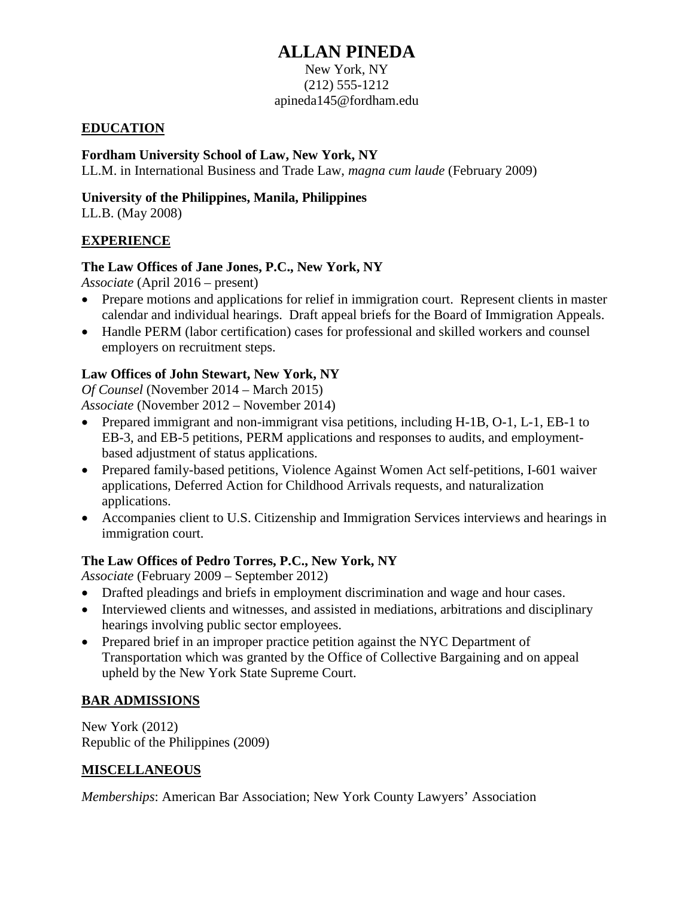# ALLAN PINEDA

New York, NY
(212) 555-1212
apineda145@fordham.edu

## EDUCATION

**Fordham University School of Law, New York, NY**
LL.M. in International Business and Trade Law, *magna cum laude* (February 2009)

**University of the Philippines, Manila, Philippines**
LL.B. (May 2008)

## EXPERIENCE

**The Law Offices of Jane Jones, P.C., New York, NY**
*Associate* (April 2016 – present)

- Prepare motions and applications for relief in immigration court. Represent clients in master calendar and individual hearings. Draft appeal briefs for the Board of Immigration Appeals.
- Handle PERM (labor certification) cases for professional and skilled workers and counsel employers on recruitment steps.

**Law Offices of John Stewart, New York, NY**
*Of Counsel* (November 2014 – March 2015)
*Associate* (November 2012 – November 2014)

- Prepared immigrant and non-immigrant visa petitions, including H-1B, O-1, L-1, EB-1 to EB-3, and EB-5 petitions, PERM applications and responses to audits, and employment-based adjustment of status applications.
- Prepared family-based petitions, Violence Against Women Act self-petitions, I-601 waiver applications, Deferred Action for Childhood Arrivals requests, and naturalization applications.
- Accompanies client to U.S. Citizenship and Immigration Services interviews and hearings in immigration court.

**The Law Offices of Pedro Torres, P.C., New York, NY**
*Associate* (February 2009 – September 2012)

- Drafted pleadings and briefs in employment discrimination and wage and hour cases.
- Interviewed clients and witnesses, and assisted in mediations, arbitrations and disciplinary hearings involving public sector employees.
- Prepared brief in an improper practice petition against the NYC Department of Transportation which was granted by the Office of Collective Bargaining and on appeal upheld by the New York State Supreme Court.

## BAR ADMISSIONS

New York (2012)
Republic of the Philippines (2009)

## MISCELLANEOUS

*Memberships*: American Bar Association; New York County Lawyers' Association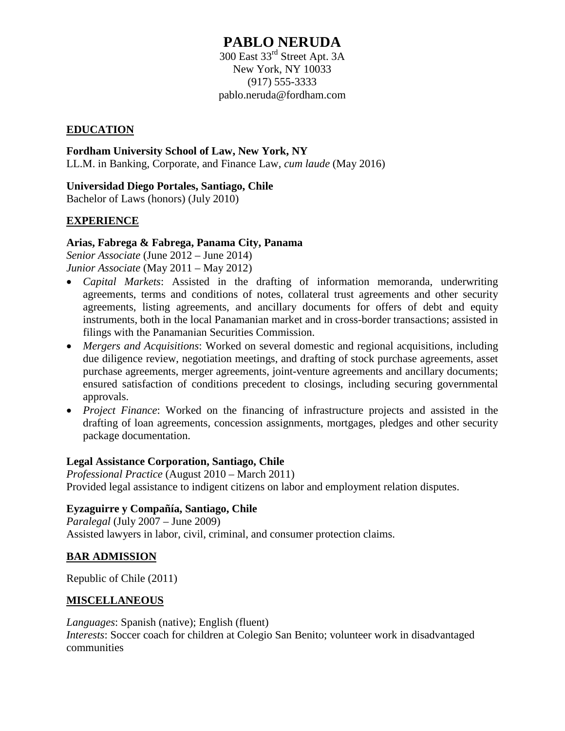# PABLO NERUDA

300 East 33rd Street Apt. 3A
New York, NY 10033
(917) 555-3333
pablo.neruda@fordham.com

## EDUCATION

**Fordham University School of Law, New York, NY**
LL.M. in Banking, Corporate, and Finance Law, *cum laude* (May 2016)

**Universidad Diego Portales, Santiago, Chile**
Bachelor of Laws (honors) (July 2010)

## EXPERIENCE

**Arias, Fabrega & Fabrega, Panama City, Panama**
*Senior Associate* (June 2012 – June 2014)
*Junior Associate* (May 2011 – May 2012)

- *Capital Markets*: Assisted in the drafting of information memoranda, underwriting agreements, terms and conditions of notes, collateral trust agreements and other security agreements, listing agreements, and ancillary documents for offers of debt and equity instruments, both in the local Panamanian market and in cross-border transactions; assisted in filings with the Panamanian Securities Commission.
- *Mergers and Acquisitions*: Worked on several domestic and regional acquisitions, including due diligence review, negotiation meetings, and drafting of stock purchase agreements, asset purchase agreements, merger agreements, joint-venture agreements and ancillary documents; ensured satisfaction of conditions precedent to closings, including securing governmental approvals.
- *Project Finance*: Worked on the financing of infrastructure projects and assisted in the drafting of loan agreements, concession assignments, mortgages, pledges and other security package documentation.

**Legal Assistance Corporation, Santiago, Chile**
*Professional Practice* (August 2010 – March 2011)
Provided legal assistance to indigent citizens on labor and employment relation disputes.

**Eyzaguirre y Compañía, Santiago, Chile**
*Paralegal* (July 2007 – June 2009)
Assisted lawyers in labor, civil, criminal, and consumer protection claims.

## BAR ADMISSION

Republic of Chile (2011)

## MISCELLANEOUS

*Languages*: Spanish (native); English (fluent)
*Interests*: Soccer coach for children at Colegio San Benito; volunteer work in disadvantaged communities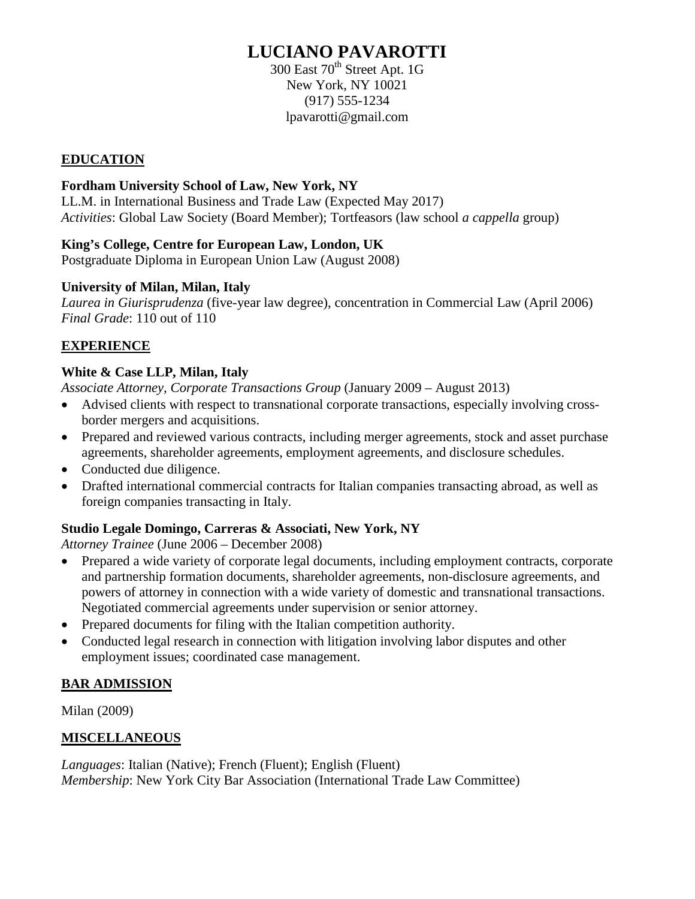# LUCIANO PAVAROTTI

300 East 70th Street Apt. 1G
New York, NY 10021
(917) 555-1234
lpavarotti@gmail.com

## EDUCATION

**Fordham University School of Law, New York, NY**
LL.M. in International Business and Trade Law (Expected May 2017)
*Activities*: Global Law Society (Board Member); Tortfeasors (law school *a cappella* group)

**King's College, Centre for European Law, London, UK**
Postgraduate Diploma in European Union Law (August 2008)

**University of Milan, Milan, Italy**
*Laurea in Giurisprudenza* (five-year law degree), concentration in Commercial Law (April 2006)
*Final Grade*: 110 out of 110

## EXPERIENCE

**White & Case LLP, Milan, Italy**
*Associate Attorney, Corporate Transactions Group* (January 2009 – August 2013)

- Advised clients with respect to transnational corporate transactions, especially involving cross-border mergers and acquisitions.
- Prepared and reviewed various contracts, including merger agreements, stock and asset purchase agreements, shareholder agreements, employment agreements, and disclosure schedules.
- Conducted due diligence.
- Drafted international commercial contracts for Italian companies transacting abroad, as well as foreign companies transacting in Italy.

**Studio Legale Domingo, Carreras & Associati, New York, NY**
*Attorney Trainee* (June 2006 – December 2008)

- Prepared a wide variety of corporate legal documents, including employment contracts, corporate and partnership formation documents, shareholder agreements, non-disclosure agreements, and powers of attorney in connection with a wide variety of domestic and transnational transactions. Negotiated commercial agreements under supervision or senior attorney.
- Prepared documents for filing with the Italian competition authority.
- Conducted legal research in connection with litigation involving labor disputes and other employment issues; coordinated case management.

## BAR ADMISSION

Milan (2009)

## MISCELLANEOUS

*Languages*: Italian (Native); French (Fluent); English (Fluent)
*Membership*: New York City Bar Association (International Trade Law Committee)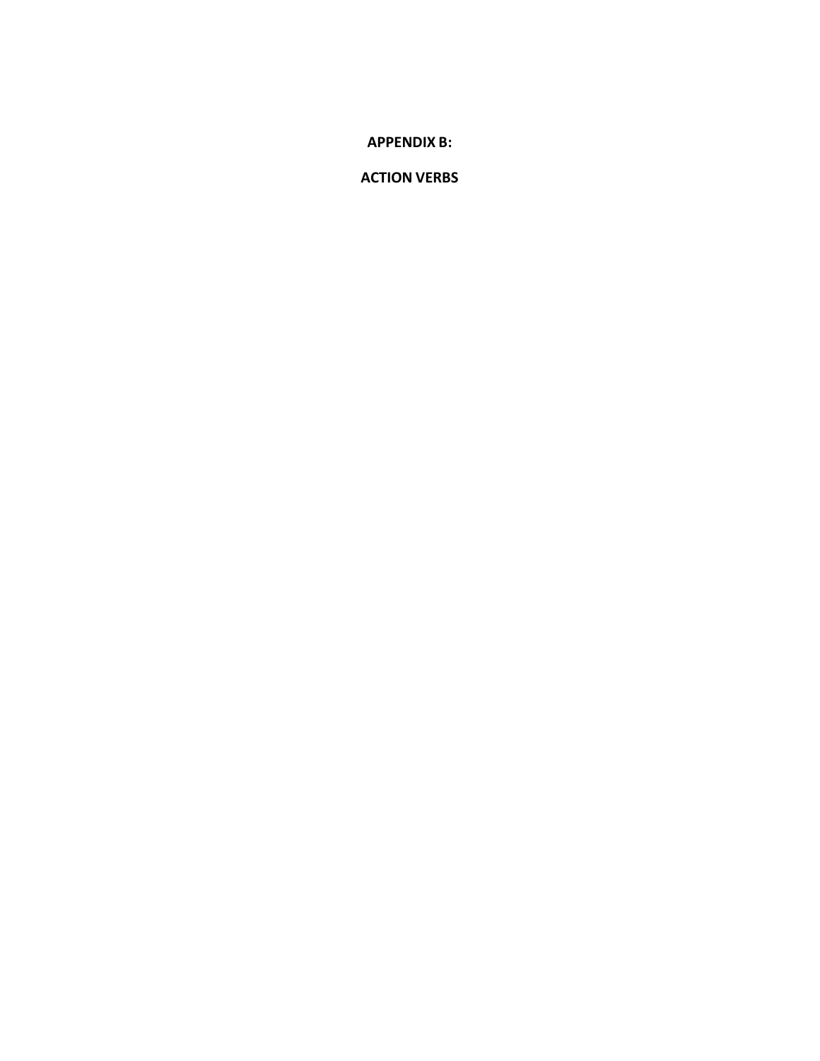# APPENDIX B:

# ACTION VERBS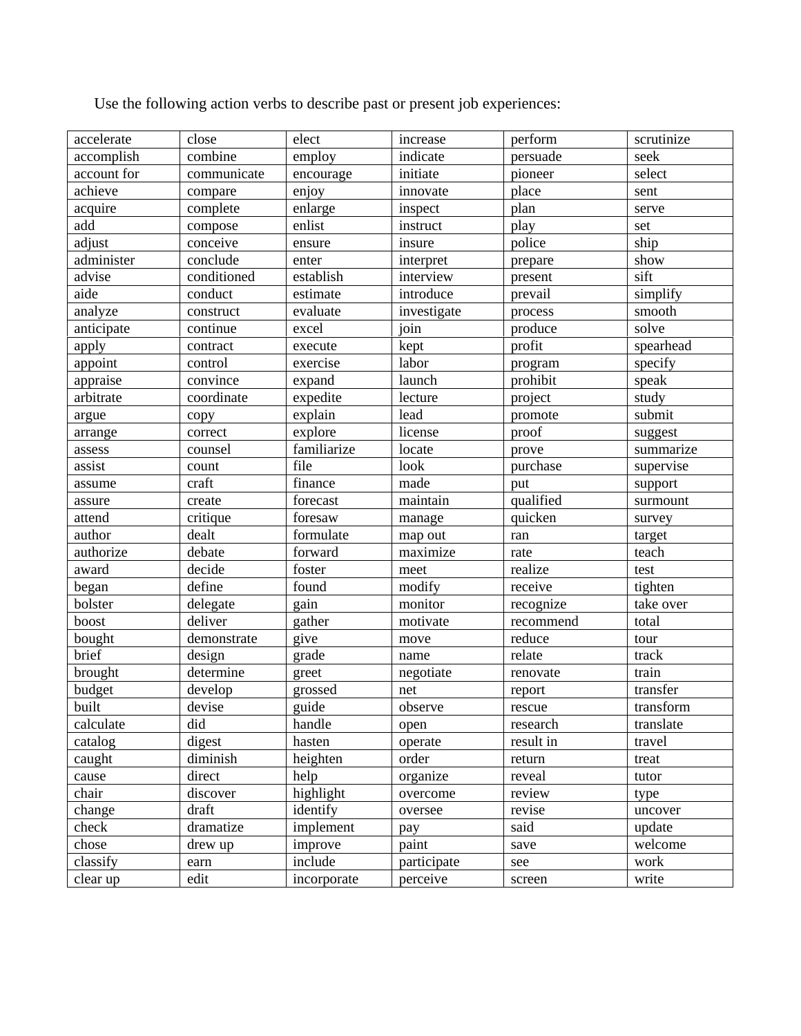Use the following action verbs to describe past or present job experiences:

| | | | | | |
|---|---|---|---|---|---|
| accelerate | close | elect | increase | perform | scrutinize |
| accomplish | combine | employ | indicate | persuade | seek |
| account for | communicate | encourage | initiate | pioneer | select |
| achieve | compare | enjoy | innovate | place | sent |
| acquire | complete | enlarge | inspect | plan | serve |
| add | compose | enlist | instruct | play | set |
| adjust | conceive | ensure | insure | police | ship |
| administer | conclude | enter | interpret | prepare | show |
| advise | conditioned | establish | interview | present | sift |
| aide | conduct | estimate | introduce | prevail | simplify |
| analyze | construct | evaluate | investigate | process | smooth |
| anticipate | continue | excel | join | produce | solve |
| apply | contract | execute | kept | profit | spearhead |
| appoint | control | exercise | labor | program | specify |
| appraise | convince | expand | launch | prohibit | speak |
| arbitrate | coordinate | expedite | lecture | project | study |
| argue | copy | explain | lead | promote | submit |
| arrange | correct | explore | license | proof | suggest |
| assess | counsel | familiarize | locate | prove | summarize |
| assist | count | file | look | purchase | supervise |
| assume | craft | finance | made | put | support |
| assure | create | forecast | maintain | qualified | surmount |
| attend | critique | foresaw | manage | quicken | survey |
| author | dealt | formulate | map out | ran | target |
| authorize | debate | forward | maximize | rate | teach |
| award | decide | foster | meet | realize | test |
| began | define | found | modify | receive | tighten |
| bolster | delegate | gain | monitor | recognize | take over |
| boost | deliver | gather | motivate | recommend | total |
| bought | demonstrate | give | move | reduce | tour |
| brief | design | grade | name | relate | track |
| brought | determine | greet | negotiate | renovate | train |
| budget | develop | grossed | net | report | transfer |
| built | devise | guide | observe | rescue | transform |
| calculate | did | handle | open | research | translate |
| catalog | digest | hasten | operate | result in | travel |
| caught | diminish | heighten | order | return | treat |
| cause | direct | help | organize | reveal | tutor |
| chair | discover | highlight | overcome | review | type |
| change | draft | identify | oversee | revise | uncover |
| check | dramatize | implement | pay | said | update |
| chose | drew up | improve | paint | save | welcome |
| classify | earn | include | participate | see | work |
| clear up | edit | incorporate | perceive | screen | write |